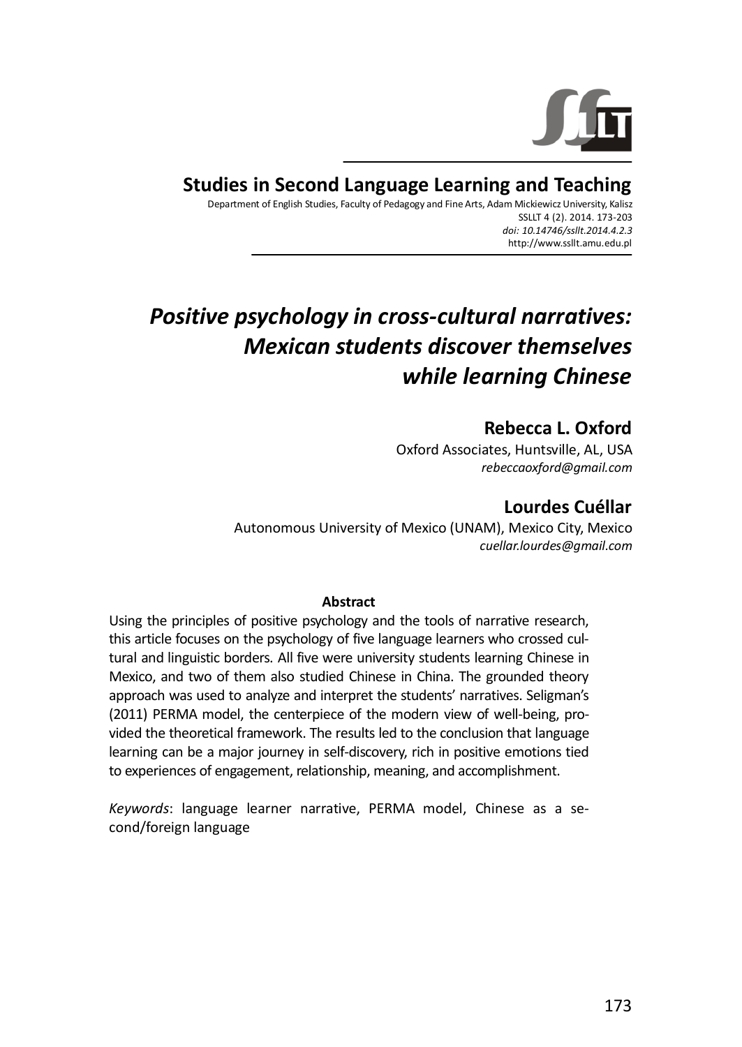**Studies in Second Language Learning and Teaching**

Department of English Studies, Faculty of Pedagogy and Fine Arts, Adam Mickiewicz University, Kalisz
SSLLT 4 (2). 2014. 173-203
*doi: 10.14746/ssllt.2014.4.2.3*
http://www.ssllt.amu.edu.pl

# *Positive psychology in cross-cultural narratives: Mexican students discover themselves while learning Chinese*

**Rebecca L. Oxford**
Oxford Associates, Huntsville, AL, USA
*rebeccaoxford@gmail.com*

**Lourdes Cuéllar**
Autonomous University of Mexico (UNAM), Mexico City, Mexico
*cuellar.lourdes@gmail.com*

**Abstract**

Using the principles of positive psychology and the tools of narrative research, this article focuses on the psychology of five language learners who crossed cultural and linguistic borders. All five were university students learning Chinese in Mexico, and two of them also studied Chinese in China. The grounded theory approach was used to analyze and interpret the students' narratives. Seligman's (2011) PERMA model, the centerpiece of the modern view of well-being, provided the theoretical framework. The results led to the conclusion that language learning can be a major journey in self-discovery, rich in positive emotions tied to experiences of engagement, relationship, meaning, and accomplishment.

*Keywords*: language learner narrative, PERMA model, Chinese as a second/foreign language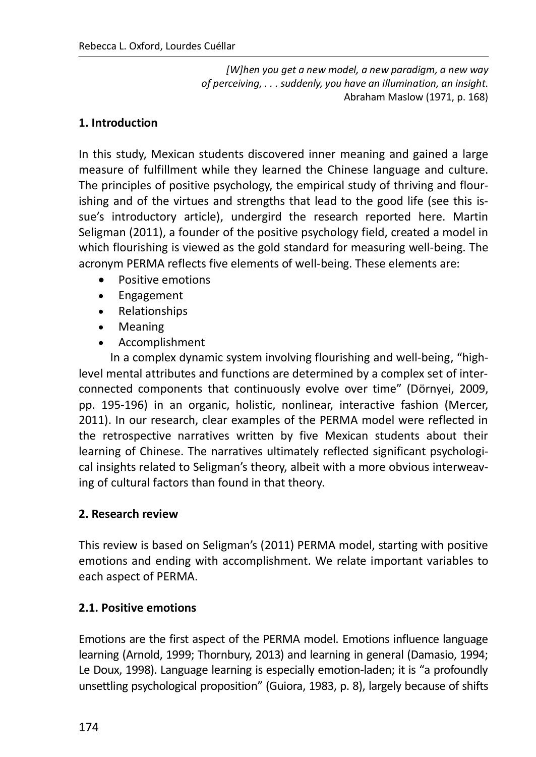> *[W]hen you get a new model, a new paradigm, a new way of perceiving, . . . suddenly, you have an illumination, an insight.*
> Abraham Maslow (1971, p. 168)

## 1. Introduction

In this study, Mexican students discovered inner meaning and gained a large measure of fulfillment while they learned the Chinese language and culture. The principles of positive psychology, the empirical study of thriving and flourishing and of the virtues and strengths that lead to the good life (see this issue's introductory article), undergird the research reported here. Martin Seligman (2011), a founder of the positive psychology field, created a model in which flourishing is viewed as the gold standard for measuring well-being. The acronym PERMA reflects five elements of well-being. These elements are:

- Positive emotions
- Engagement
- Relationships
- Meaning
- Accomplishment

In a complex dynamic system involving flourishing and well-being, "high-level mental attributes and functions are determined by a complex set of interconnected components that continuously evolve over time" (Dörnyei, 2009, pp. 195-196) in an organic, holistic, nonlinear, interactive fashion (Mercer, 2011). In our research, clear examples of the PERMA model were reflected in the retrospective narratives written by five Mexican students about their learning of Chinese. The narratives ultimately reflected significant psychological insights related to Seligman's theory, albeit with a more obvious interweaving of cultural factors than found in that theory.

## 2. Research review

This review is based on Seligman's (2011) PERMA model, starting with positive emotions and ending with accomplishment. We relate important variables to each aspect of PERMA.

### 2.1. Positive emotions

Emotions are the first aspect of the PERMA model. Emotions influence language learning (Arnold, 1999; Thornbury, 2013) and learning in general (Damasio, 1994; Le Doux, 1998). Language learning is especially emotion-laden; it is "a profoundly unsettling psychological proposition" (Guiora, 1983, p. 8), largely because of shifts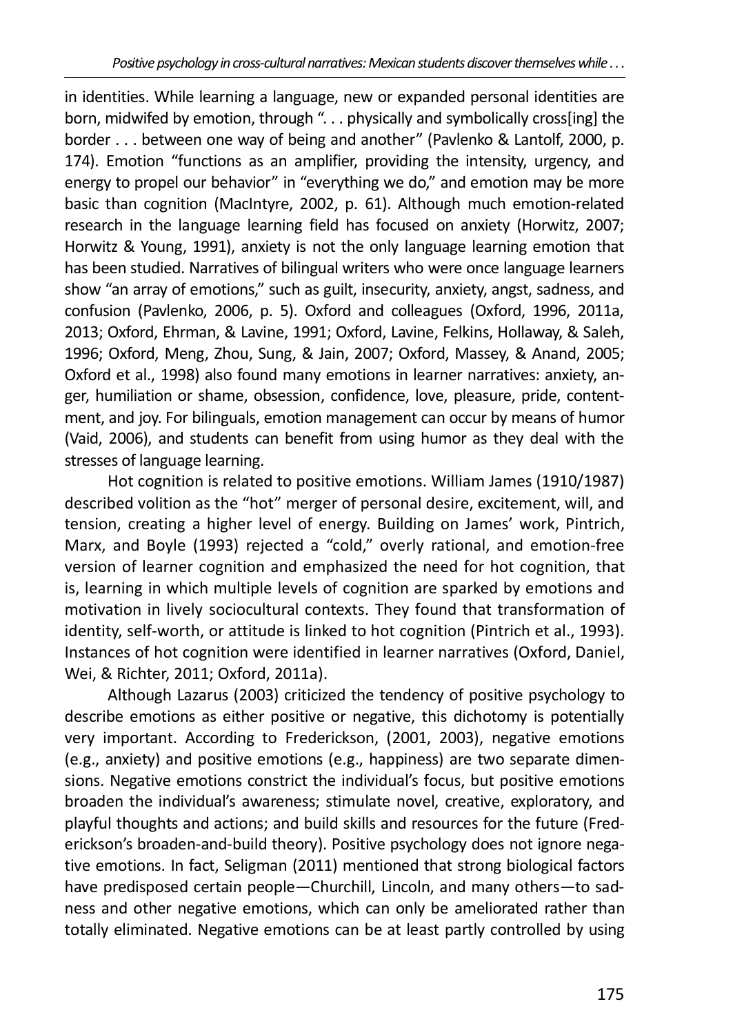in identities. While learning a language, new or expanded personal identities are born, midwifed by emotion, through ". . . physically and symbolically cross[ing] the border . . . between one way of being and another" (Pavlenko & Lantolf, 2000, p. 174). Emotion "functions as an amplifier, providing the intensity, urgency, and energy to propel our behavior" in "everything we do," and emotion may be more basic than cognition (MacIntyre, 2002, p. 61). Although much emotion-related research in the language learning field has focused on anxiety (Horwitz, 2007; Horwitz & Young, 1991), anxiety is not the only language learning emotion that has been studied. Narratives of bilingual writers who were once language learners show "an array of emotions," such as guilt, insecurity, anxiety, angst, sadness, and confusion (Pavlenko, 2006, p. 5). Oxford and colleagues (Oxford, 1996, 2011a, 2013; Oxford, Ehrman, & Lavine, 1991; Oxford, Lavine, Felkins, Hollaway, & Saleh, 1996; Oxford, Meng, Zhou, Sung, & Jain, 2007; Oxford, Massey, & Anand, 2005; Oxford et al., 1998) also found many emotions in learner narratives: anxiety, anger, humiliation or shame, obsession, confidence, love, pleasure, pride, contentment, and joy. For bilinguals, emotion management can occur by means of humor (Vaid, 2006), and students can benefit from using humor as they deal with the stresses of language learning.

Hot cognition is related to positive emotions. William James (1910/1987) described volition as the "hot" merger of personal desire, excitement, will, and tension, creating a higher level of energy. Building on James' work, Pintrich, Marx, and Boyle (1993) rejected a "cold," overly rational, and emotion-free version of learner cognition and emphasized the need for hot cognition, that is, learning in which multiple levels of cognition are sparked by emotions and motivation in lively sociocultural contexts. They found that transformation of identity, self-worth, or attitude is linked to hot cognition (Pintrich et al., 1993). Instances of hot cognition were identified in learner narratives (Oxford, Daniel, Wei, & Richter, 2011; Oxford, 2011a).

Although Lazarus (2003) criticized the tendency of positive psychology to describe emotions as either positive or negative, this dichotomy is potentially very important. According to Frederickson, (2001, 2003), negative emotions (e.g., anxiety) and positive emotions (e.g., happiness) are two separate dimensions. Negative emotions constrict the individual's focus, but positive emotions broaden the individual's awareness; stimulate novel, creative, exploratory, and playful thoughts and actions; and build skills and resources for the future (Frederickson's broaden-and-build theory). Positive psychology does not ignore negative emotions. In fact, Seligman (2011) mentioned that strong biological factors have predisposed certain people—Churchill, Lincoln, and many others—to sadness and other negative emotions, which can only be ameliorated rather than totally eliminated. Negative emotions can be at least partly controlled by using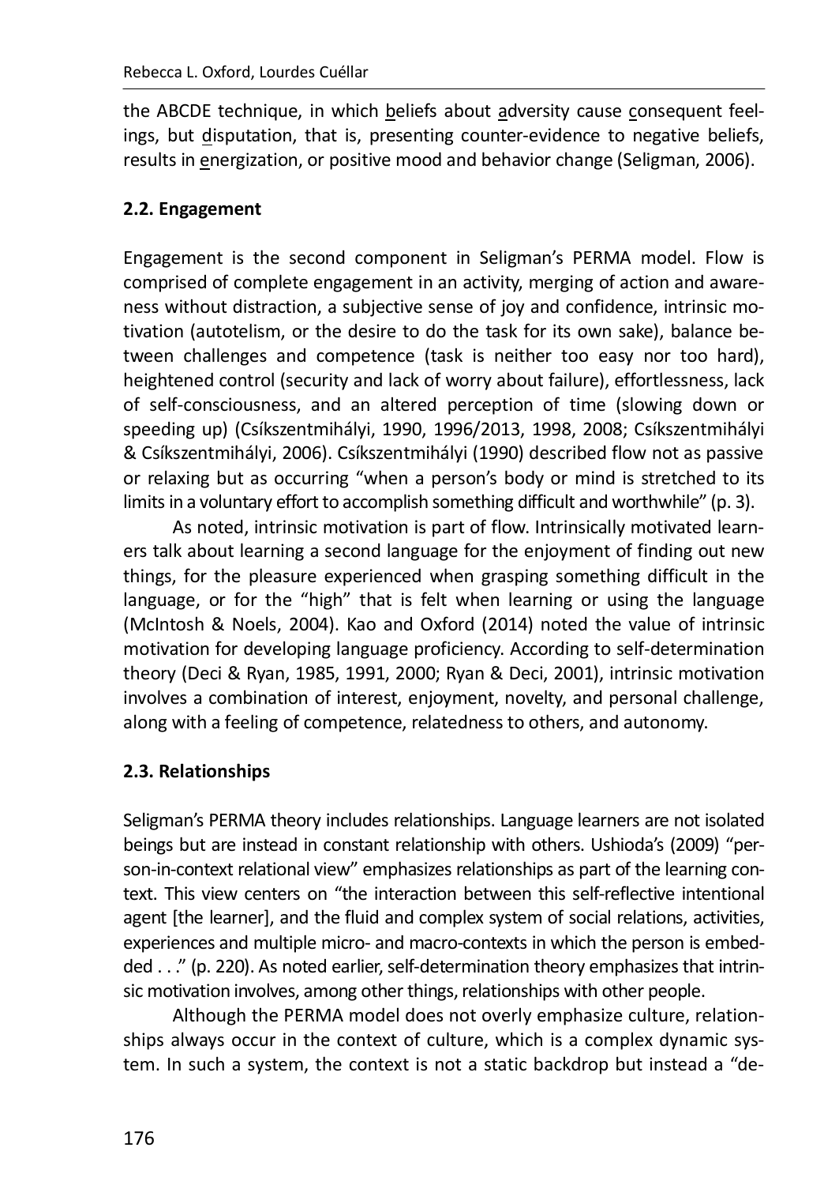the ABCDE technique, in which beliefs about adversity cause consequent feelings, but disputation, that is, presenting counter-evidence to negative beliefs, results in energization, or positive mood and behavior change (Seligman, 2006).

### 2.2. Engagement

Engagement is the second component in Seligman's PERMA model. Flow is comprised of complete engagement in an activity, merging of action and awareness without distraction, a subjective sense of joy and confidence, intrinsic motivation (autotelism, or the desire to do the task for its own sake), balance between challenges and competence (task is neither too easy nor too hard), heightened control (security and lack of worry about failure), effortlessness, lack of self-consciousness, and an altered perception of time (slowing down or speeding up) (Csíkszentmihályi, 1990, 1996/2013, 1998, 2008; Csíkszentmihályi & Csíkszentmihályi, 2006). Csíkszentmihályi (1990) described flow not as passive or relaxing but as occurring "when a person's body or mind is stretched to its limits in a voluntary effort to accomplish something difficult and worthwhile" (p. 3).

As noted, intrinsic motivation is part of flow. Intrinsically motivated learners talk about learning a second language for the enjoyment of finding out new things, for the pleasure experienced when grasping something difficult in the language, or for the "high" that is felt when learning or using the language (McIntosh & Noels, 2004). Kao and Oxford (2014) noted the value of intrinsic motivation for developing language proficiency. According to self-determination theory (Deci & Ryan, 1985, 1991, 2000; Ryan & Deci, 2001), intrinsic motivation involves a combination of interest, enjoyment, novelty, and personal challenge, along with a feeling of competence, relatedness to others, and autonomy.

### 2.3. Relationships

Seligman's PERMA theory includes relationships. Language learners are not isolated beings but are instead in constant relationship with others. Ushioda's (2009) "person-in-context relational view" emphasizes relationships as part of the learning context. This view centers on "the interaction between this self-reflective intentional agent [the learner], and the fluid and complex system of social relations, activities, experiences and multiple micro- and macro-contexts in which the person is embedded . . ." (p. 220). As noted earlier, self-determination theory emphasizes that intrinsic motivation involves, among other things, relationships with other people.

Although the PERMA model does not overly emphasize culture, relationships always occur in the context of culture, which is a complex dynamic system. In such a system, the context is not a static backdrop but instead a "de-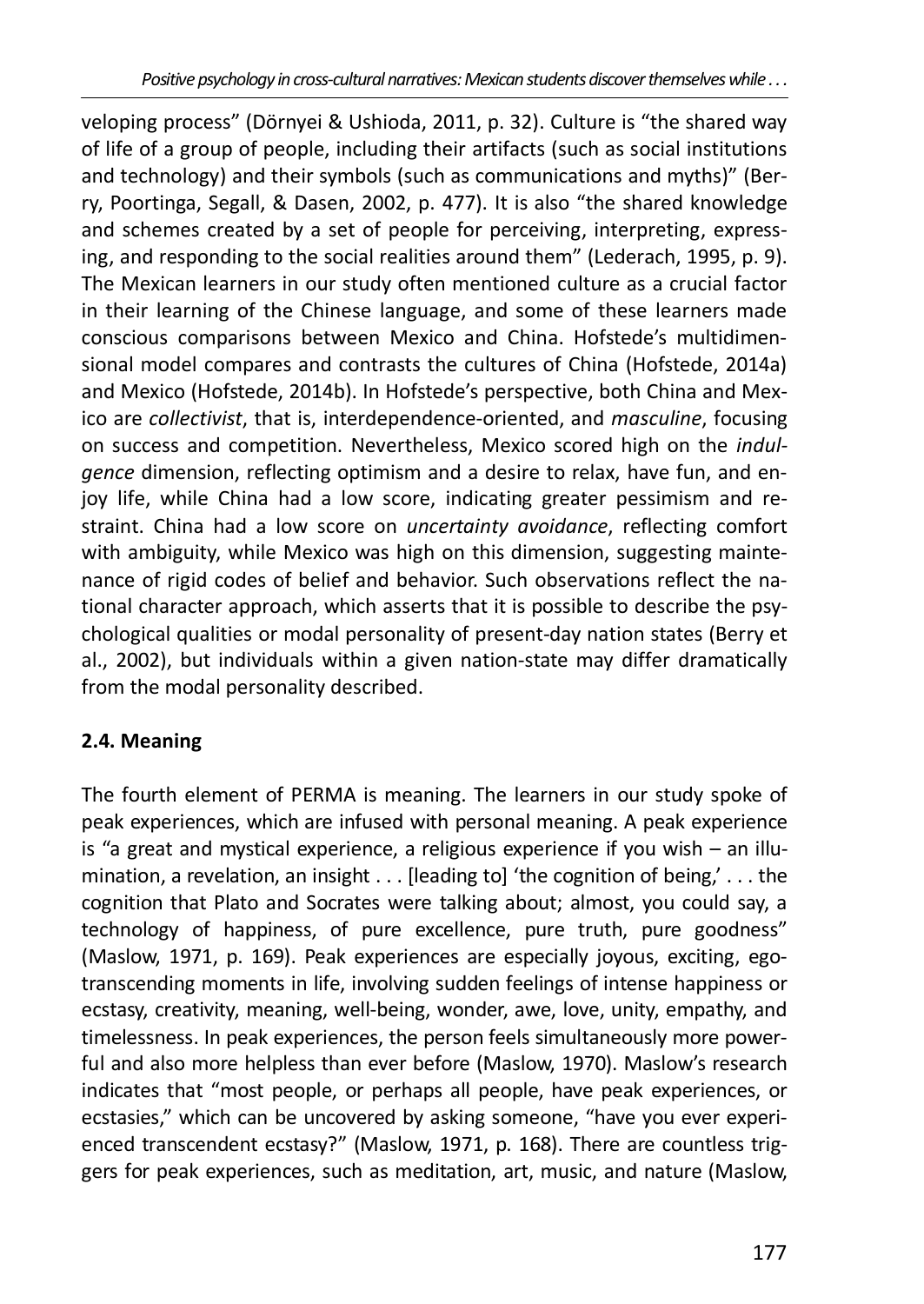veloping process" (Dörnyei & Ushioda, 2011, p. 32). Culture is "the shared way of life of a group of people, including their artifacts (such as social institutions and technology) and their symbols (such as communications and myths)" (Berry, Poortinga, Segall, & Dasen, 2002, p. 477). It is also "the shared knowledge and schemes created by a set of people for perceiving, interpreting, expressing, and responding to the social realities around them" (Lederach, 1995, p. 9). The Mexican learners in our study often mentioned culture as a crucial factor in their learning of the Chinese language, and some of these learners made conscious comparisons between Mexico and China. Hofstede's multidimensional model compares and contrasts the cultures of China (Hofstede, 2014a) and Mexico (Hofstede, 2014b). In Hofstede's perspective, both China and Mexico are *collectivist*, that is, interdependence-oriented, and *masculine*, focusing on success and competition. Nevertheless, Mexico scored high on the *indulgence* dimension, reflecting optimism and a desire to relax, have fun, and enjoy life, while China had a low score, indicating greater pessimism and restraint. China had a low score on *uncertainty avoidance*, reflecting comfort with ambiguity, while Mexico was high on this dimension, suggesting maintenance of rigid codes of belief and behavior. Such observations reflect the national character approach, which asserts that it is possible to describe the psychological qualities or modal personality of present-day nation states (Berry et al., 2002), but individuals within a given nation-state may differ dramatically from the modal personality described.

## 2.4. Meaning

The fourth element of PERMA is meaning. The learners in our study spoke of peak experiences, which are infused with personal meaning. A peak experience is "a great and mystical experience, a religious experience if you wish – an illumination, a revelation, an insight . . . [leading to] 'the cognition of being,' . . . the cognition that Plato and Socrates were talking about; almost, you could say, a technology of happiness, of pure excellence, pure truth, pure goodness" (Maslow, 1971, p. 169). Peak experiences are especially joyous, exciting, ego-transcending moments in life, involving sudden feelings of intense happiness or ecstasy, creativity, meaning, well-being, wonder, awe, love, unity, empathy, and timelessness. In peak experiences, the person feels simultaneously more powerful and also more helpless than ever before (Maslow, 1970). Maslow's research indicates that "most people, or perhaps all people, have peak experiences, or ecstasies," which can be uncovered by asking someone, "have you ever experienced transcendent ecstasy?" (Maslow, 1971, p. 168). There are countless triggers for peak experiences, such as meditation, art, music, and nature (Maslow,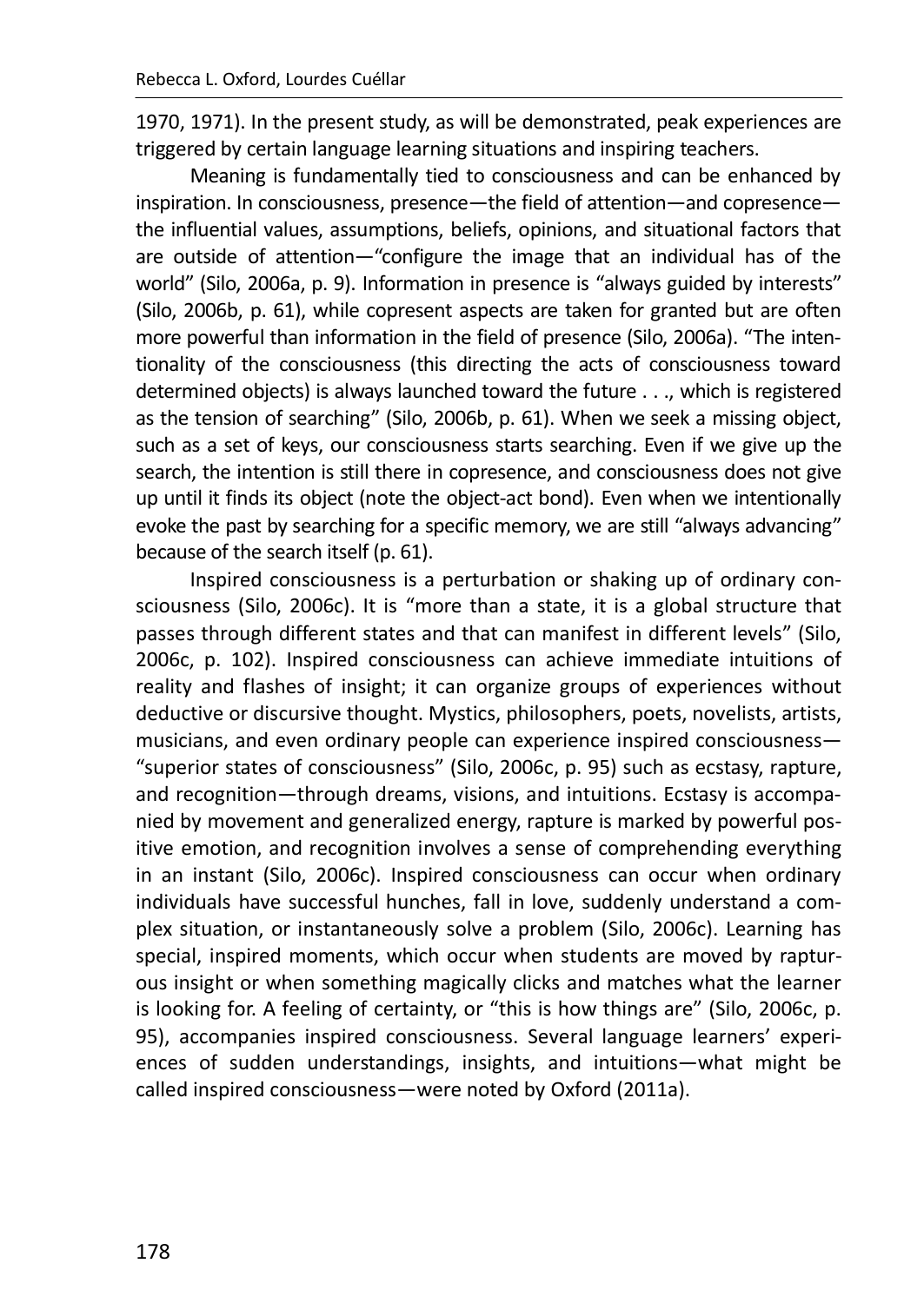1970, 1971). In the present study, as will be demonstrated, peak experiences are triggered by certain language learning situations and inspiring teachers.

Meaning is fundamentally tied to consciousness and can be enhanced by inspiration. In consciousness, presence—the field of attention—and copresence—the influential values, assumptions, beliefs, opinions, and situational factors that are outside of attention—"configure the image that an individual has of the world" (Silo, 2006a, p. 9). Information in presence is "always guided by interests" (Silo, 2006b, p. 61), while copresent aspects are taken for granted but are often more powerful than information in the field of presence (Silo, 2006a). "The intentionality of the consciousness (this directing the acts of consciousness toward determined objects) is always launched toward the future . . ., which is registered as the tension of searching" (Silo, 2006b, p. 61). When we seek a missing object, such as a set of keys, our consciousness starts searching. Even if we give up the search, the intention is still there in copresence, and consciousness does not give up until it finds its object (note the object-act bond). Even when we intentionally evoke the past by searching for a specific memory, we are still "always advancing" because of the search itself (p. 61).

Inspired consciousness is a perturbation or shaking up of ordinary consciousness (Silo, 2006c). It is "more than a state, it is a global structure that passes through different states and that can manifest in different levels" (Silo, 2006c, p. 102). Inspired consciousness can achieve immediate intuitions of reality and flashes of insight; it can organize groups of experiences without deductive or discursive thought. Mystics, philosophers, poets, novelists, artists, musicians, and even ordinary people can experience inspired consciousness—"superior states of consciousness" (Silo, 2006c, p. 95) such as ecstasy, rapture, and recognition—through dreams, visions, and intuitions. Ecstasy is accompanied by movement and generalized energy, rapture is marked by powerful positive emotion, and recognition involves a sense of comprehending everything in an instant (Silo, 2006c). Inspired consciousness can occur when ordinary individuals have successful hunches, fall in love, suddenly understand a complex situation, or instantaneously solve a problem (Silo, 2006c). Learning has special, inspired moments, which occur when students are moved by rapturous insight or when something magically clicks and matches what the learner is looking for. A feeling of certainty, or "this is how things are" (Silo, 2006c, p. 95), accompanies inspired consciousness. Several language learners' experiences of sudden understandings, insights, and intuitions—what might be called inspired consciousness—were noted by Oxford (2011a).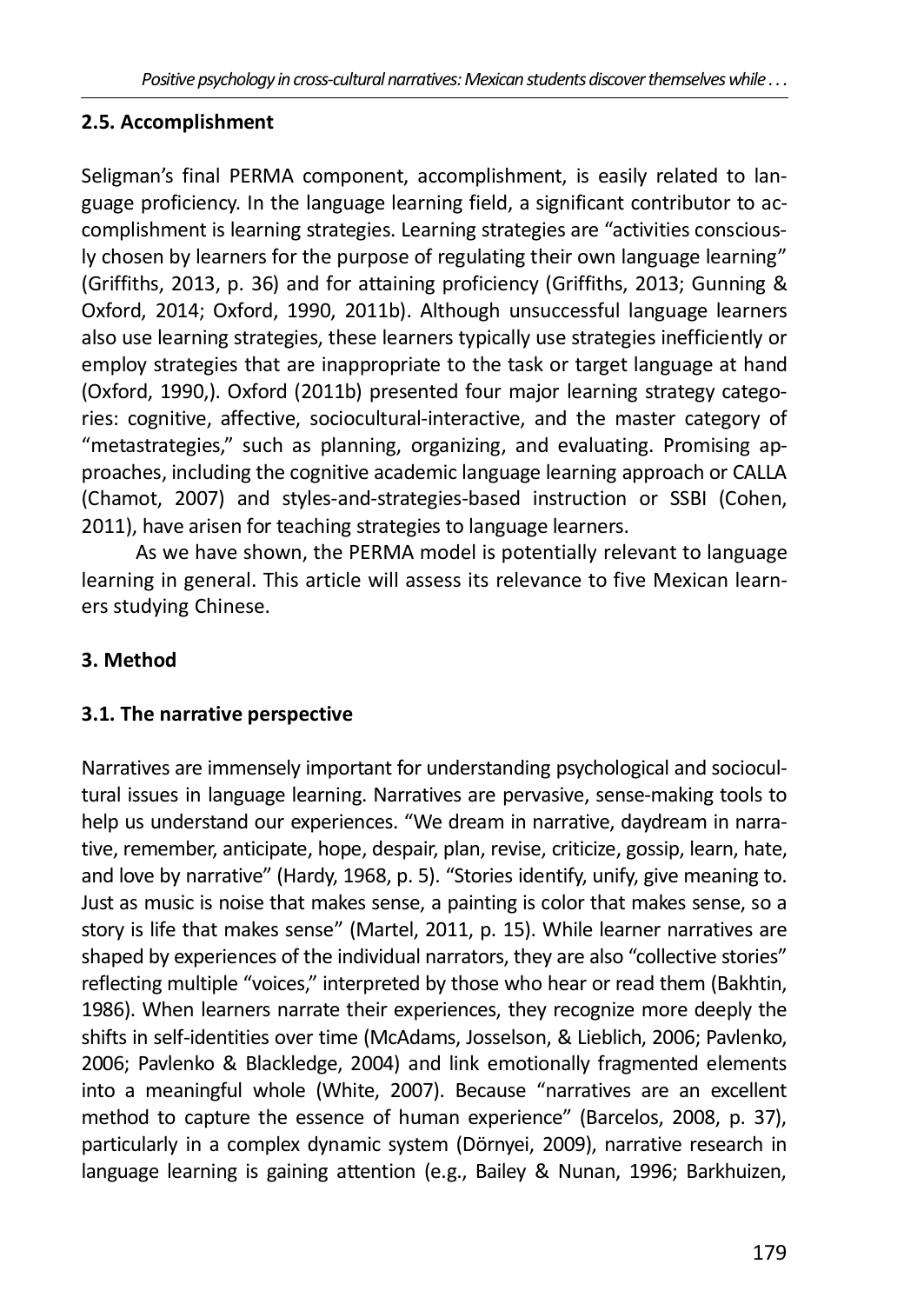### 2.5. Accomplishment

Seligman's final PERMA component, accomplishment, is easily related to language proficiency. In the language learning field, a significant contributor to accomplishment is learning strategies. Learning strategies are "activities consciously chosen by learners for the purpose of regulating their own language learning" (Griffiths, 2013, p. 36) and for attaining proficiency (Griffiths, 2013; Gunning & Oxford, 2014; Oxford, 1990, 2011b). Although unsuccessful language learners also use learning strategies, these learners typically use strategies inefficiently or employ strategies that are inappropriate to the task or target language at hand (Oxford, 1990,). Oxford (2011b) presented four major learning strategy categories: cognitive, affective, sociocultural-interactive, and the master category of "metastrategies," such as planning, organizing, and evaluating. Promising approaches, including the cognitive academic language learning approach or CALLA (Chamot, 2007) and styles-and-strategies-based instruction or SSBI (Cohen, 2011), have arisen for teaching strategies to language learners.

As we have shown, the PERMA model is potentially relevant to language learning in general. This article will assess its relevance to five Mexican learners studying Chinese.

## 3. Method

### 3.1. The narrative perspective

Narratives are immensely important for understanding psychological and sociocultural issues in language learning. Narratives are pervasive, sense-making tools to help us understand our experiences. "We dream in narrative, daydream in narrative, remember, anticipate, hope, despair, plan, revise, criticize, gossip, learn, hate, and love by narrative" (Hardy, 1968, p. 5). "Stories identify, unify, give meaning to. Just as music is noise that makes sense, a painting is color that makes sense, so a story is life that makes sense" (Martel, 2011, p. 15). While learner narratives are shaped by experiences of the individual narrators, they are also "collective stories" reflecting multiple "voices," interpreted by those who hear or read them (Bakhtin, 1986). When learners narrate their experiences, they recognize more deeply the shifts in self-identities over time (McAdams, Josselson, & Lieblich, 2006; Pavlenko, 2006; Pavlenko & Blackledge, 2004) and link emotionally fragmented elements into a meaningful whole (White, 2007). Because "narratives are an excellent method to capture the essence of human experience" (Barcelos, 2008, p. 37), particularly in a complex dynamic system (Dörnyei, 2009), narrative research in language learning is gaining attention (e.g., Bailey & Nunan, 1996; Barkhuizen,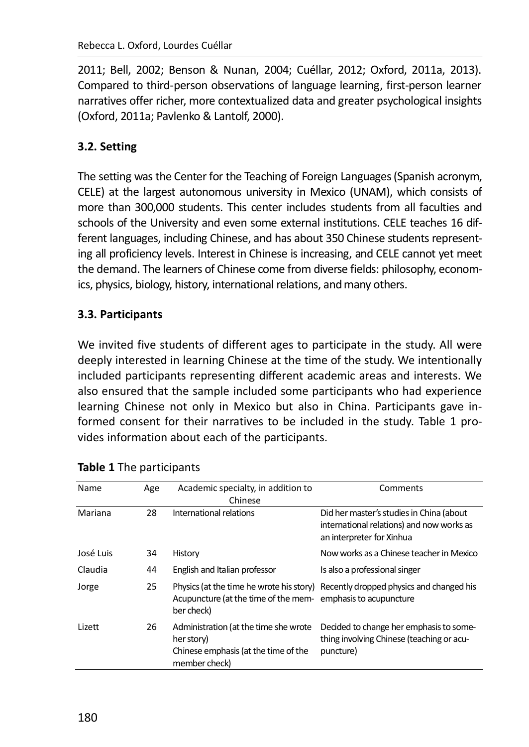2011; Bell, 2002; Benson & Nunan, 2004; Cuéllar, 2012; Oxford, 2011a, 2013). Compared to third-person observations of language learning, first-person learner narratives offer richer, more contextualized data and greater psychological insights (Oxford, 2011a; Pavlenko & Lantolf, 2000).

### 3.2. Setting

The setting was the Center for the Teaching of Foreign Languages (Spanish acronym, CELE) at the largest autonomous university in Mexico (UNAM), which consists of more than 300,000 students. This center includes students from all faculties and schools of the University and even some external institutions. CELE teaches 16 different languages, including Chinese, and has about 350 Chinese students representing all proficiency levels. Interest in Chinese is increasing, and CELE cannot yet meet the demand. The learners of Chinese come from diverse fields: philosophy, economics, physics, biology, history, international relations, and many others.

### 3.3. Participants

We invited five students of different ages to participate in the study. All were deeply interested in learning Chinese at the time of the study. We intentionally included participants representing different academic areas and interests. We also ensured that the sample included some participants who had experience learning Chinese not only in Mexico but also in China. Participants gave informed consent for their narratives to be included in the study. Table 1 provides information about each of the participants.

**Table 1** The participants

| Name | Age | Academic specialty, in addition to Chinese | Comments |
|---|---|---|---|
| Mariana | 28 | International relations | Did her master's studies in China (about international relations) and now works as an interpreter for Xinhua |
| José Luis | 34 | History | Now works as a Chinese teacher in Mexico |
| Claudia | 44 | English and Italian professor | Is also a professional singer |
| Jorge | 25 | Physics (at the time he wrote his story) Acupuncture (at the time of the member check) | Recently dropped physics and changed his emphasis to acupuncture |
| Lizett | 26 | Administration (at the time she wrote her story) Chinese emphasis (at the time of the member check) | Decided to change her emphasis to something involving Chinese (teaching or acupuncture) |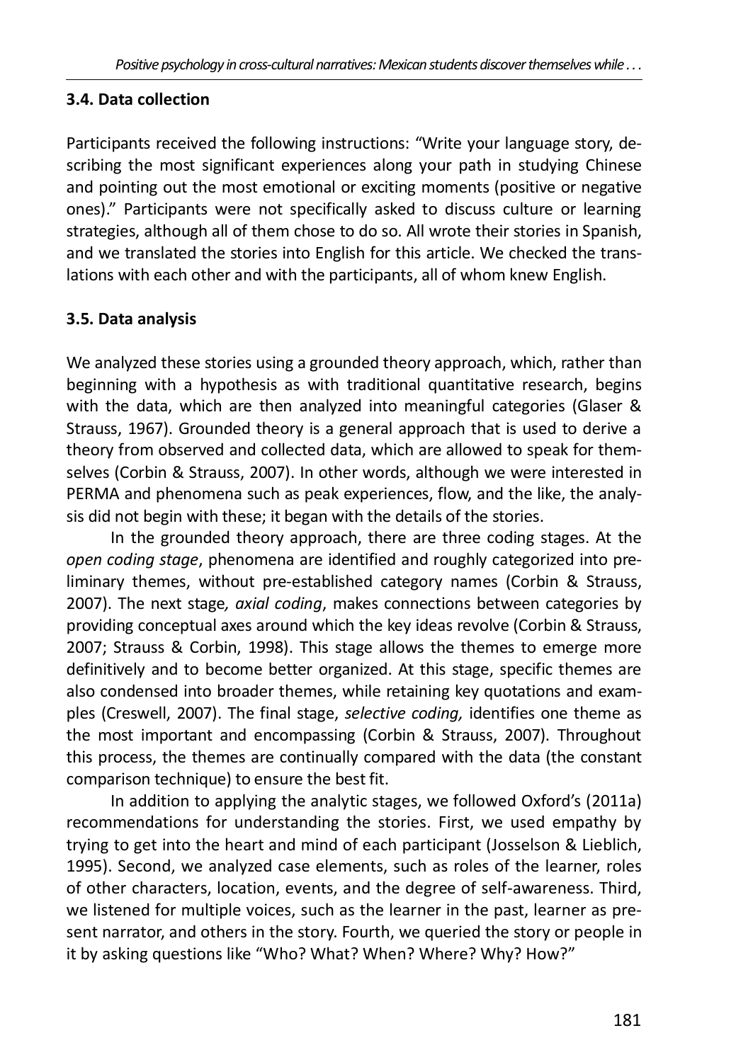### 3.4. Data collection

Participants received the following instructions: "Write your language story, describing the most significant experiences along your path in studying Chinese and pointing out the most emotional or exciting moments (positive or negative ones)." Participants were not specifically asked to discuss culture or learning strategies, although all of them chose to do so. All wrote their stories in Spanish, and we translated the stories into English for this article. We checked the translations with each other and with the participants, all of whom knew English.

### 3.5. Data analysis

We analyzed these stories using a grounded theory approach, which, rather than beginning with a hypothesis as with traditional quantitative research, begins with the data, which are then analyzed into meaningful categories (Glaser & Strauss, 1967). Grounded theory is a general approach that is used to derive a theory from observed and collected data, which are allowed to speak for themselves (Corbin & Strauss, 2007). In other words, although we were interested in PERMA and phenomena such as peak experiences, flow, and the like, the analysis did not begin with these; it began with the details of the stories.

In the grounded theory approach, there are three coding stages. At the *open coding stage*, phenomena are identified and roughly categorized into preliminary themes, without pre-established category names (Corbin & Strauss, 2007). The next stage*, axial coding*, makes connections between categories by providing conceptual axes around which the key ideas revolve (Corbin & Strauss, 2007; Strauss & Corbin, 1998). This stage allows the themes to emerge more definitively and to become better organized. At this stage, specific themes are also condensed into broader themes, while retaining key quotations and examples (Creswell, 2007). The final stage, *selective coding,* identifies one theme as the most important and encompassing (Corbin & Strauss, 2007). Throughout this process, the themes are continually compared with the data (the constant comparison technique) to ensure the best fit.

In addition to applying the analytic stages, we followed Oxford's (2011a) recommendations for understanding the stories. First, we used empathy by trying to get into the heart and mind of each participant (Josselson & Lieblich, 1995). Second, we analyzed case elements, such as roles of the learner, roles of other characters, location, events, and the degree of self-awareness. Third, we listened for multiple voices, such as the learner in the past, learner as present narrator, and others in the story. Fourth, we queried the story or people in it by asking questions like "Who? What? When? Where? Why? How?"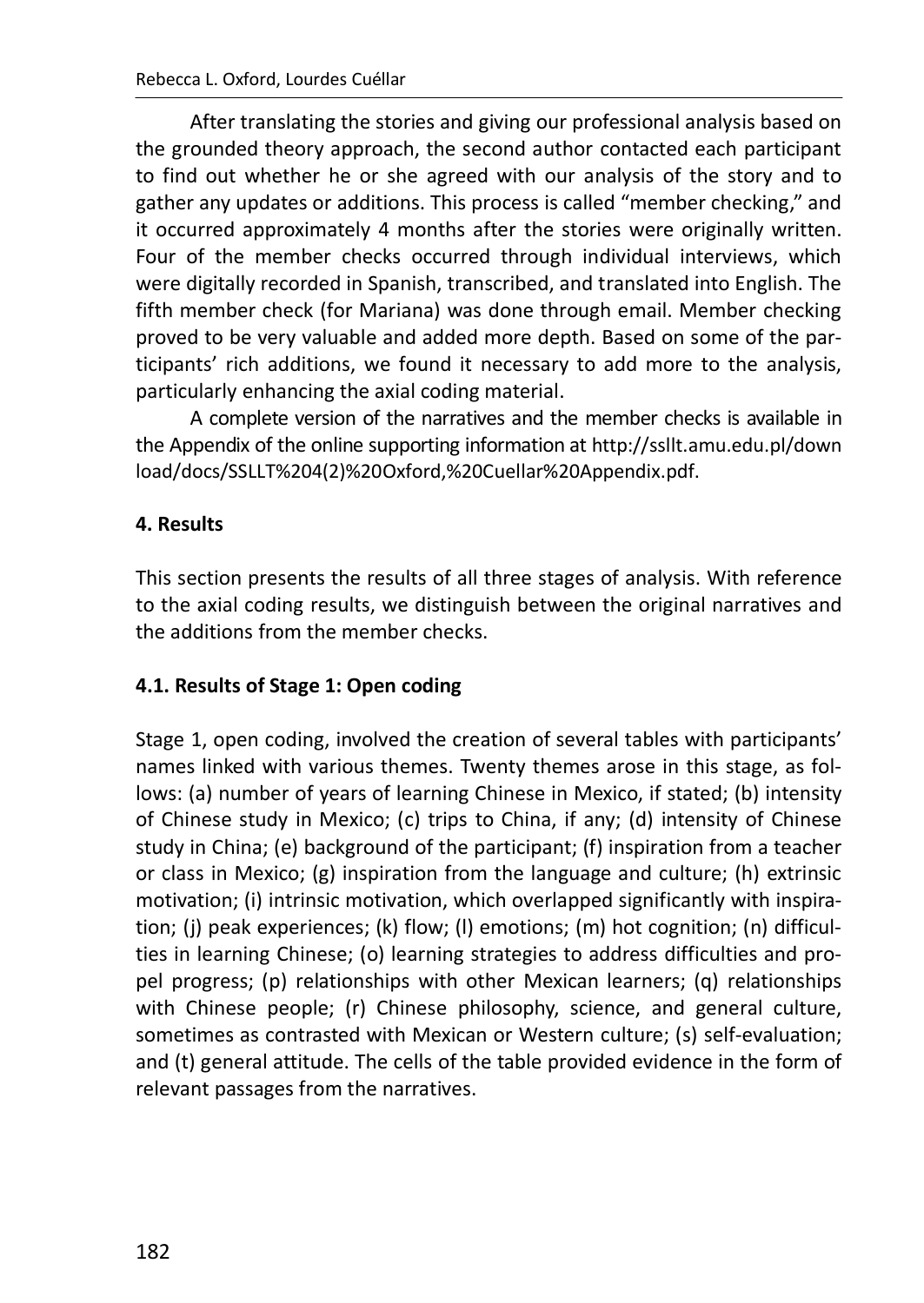After translating the stories and giving our professional analysis based on the grounded theory approach, the second author contacted each participant to find out whether he or she agreed with our analysis of the story and to gather any updates or additions. This process is called "member checking," and it occurred approximately 4 months after the stories were originally written. Four of the member checks occurred through individual interviews, which were digitally recorded in Spanish, transcribed, and translated into English. The fifth member check (for Mariana) was done through email. Member checking proved to be very valuable and added more depth. Based on some of the participants' rich additions, we found it necessary to add more to the analysis, particularly enhancing the axial coding material.

A complete version of the narratives and the member checks is available in the Appendix of the online supporting information at http://ssllt.amu.edu.pl/download/docs/SSLLT%204(2)%20Oxford,%20Cuellar%20Appendix.pdf.

## 4. Results

This section presents the results of all three stages of analysis. With reference to the axial coding results, we distinguish between the original narratives and the additions from the member checks.

### 4.1. Results of Stage 1: Open coding

Stage 1, open coding, involved the creation of several tables with participants' names linked with various themes. Twenty themes arose in this stage, as follows: (a) number of years of learning Chinese in Mexico, if stated; (b) intensity of Chinese study in Mexico; (c) trips to China, if any; (d) intensity of Chinese study in China; (e) background of the participant; (f) inspiration from a teacher or class in Mexico; (g) inspiration from the language and culture; (h) extrinsic motivation; (i) intrinsic motivation, which overlapped significantly with inspiration; (j) peak experiences; (k) flow; (l) emotions; (m) hot cognition; (n) difficulties in learning Chinese; (o) learning strategies to address difficulties and propel progress; (p) relationships with other Mexican learners; (q) relationships with Chinese people; (r) Chinese philosophy, science, and general culture, sometimes as contrasted with Mexican or Western culture; (s) self-evaluation; and (t) general attitude. The cells of the table provided evidence in the form of relevant passages from the narratives.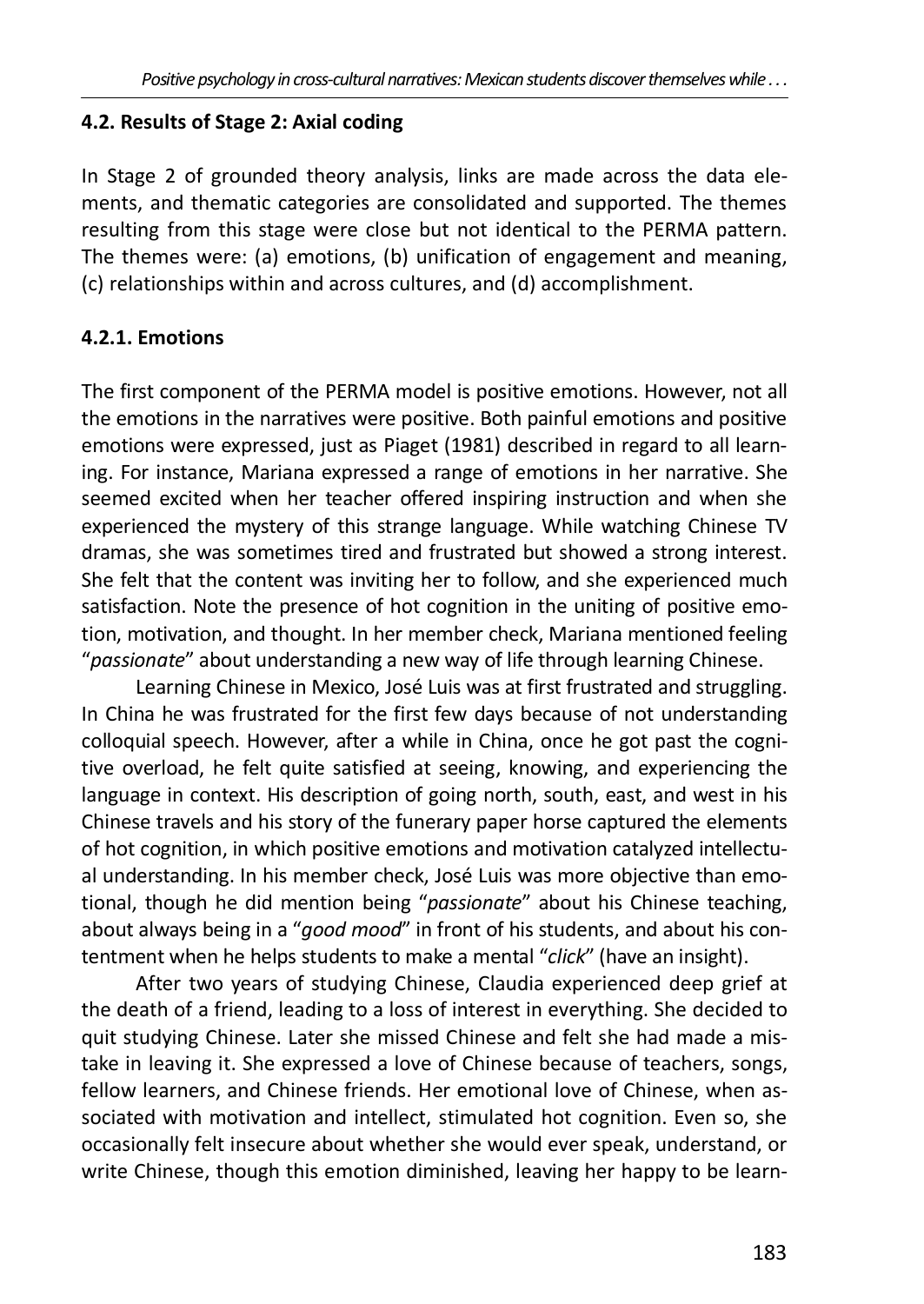### 4.2. Results of Stage 2: Axial coding

In Stage 2 of grounded theory analysis, links are made across the data elements, and thematic categories are consolidated and supported. The themes resulting from this stage were close but not identical to the PERMA pattern. The themes were: (a) emotions, (b) unification of engagement and meaning, (c) relationships within and across cultures, and (d) accomplishment.

#### 4.2.1. Emotions

The first component of the PERMA model is positive emotions. However, not all the emotions in the narratives were positive. Both painful emotions and positive emotions were expressed, just as Piaget (1981) described in regard to all learning. For instance, Mariana expressed a range of emotions in her narrative. She seemed excited when her teacher offered inspiring instruction and when she experienced the mystery of this strange language. While watching Chinese TV dramas, she was sometimes tired and frustrated but showed a strong interest. She felt that the content was inviting her to follow, and she experienced much satisfaction. Note the presence of hot cognition in the uniting of positive emotion, motivation, and thought. In her member check, Mariana mentioned feeling "*passionate*" about understanding a new way of life through learning Chinese.

Learning Chinese in Mexico, José Luis was at first frustrated and struggling. In China he was frustrated for the first few days because of not understanding colloquial speech. However, after a while in China, once he got past the cognitive overload, he felt quite satisfied at seeing, knowing, and experiencing the language in context. His description of going north, south, east, and west in his Chinese travels and his story of the funerary paper horse captured the elements of hot cognition, in which positive emotions and motivation catalyzed intellectual understanding. In his member check, José Luis was more objective than emotional, though he did mention being "*passionate*" about his Chinese teaching, about always being in a "*good mood*" in front of his students, and about his contentment when he helps students to make a mental "*click*" (have an insight).

After two years of studying Chinese, Claudia experienced deep grief at the death of a friend, leading to a loss of interest in everything. She decided to quit studying Chinese. Later she missed Chinese and felt she had made a mistake in leaving it. She expressed a love of Chinese because of teachers, songs, fellow learners, and Chinese friends. Her emotional love of Chinese, when associated with motivation and intellect, stimulated hot cognition. Even so, she occasionally felt insecure about whether she would ever speak, understand, or write Chinese, though this emotion diminished, leaving her happy to be learn-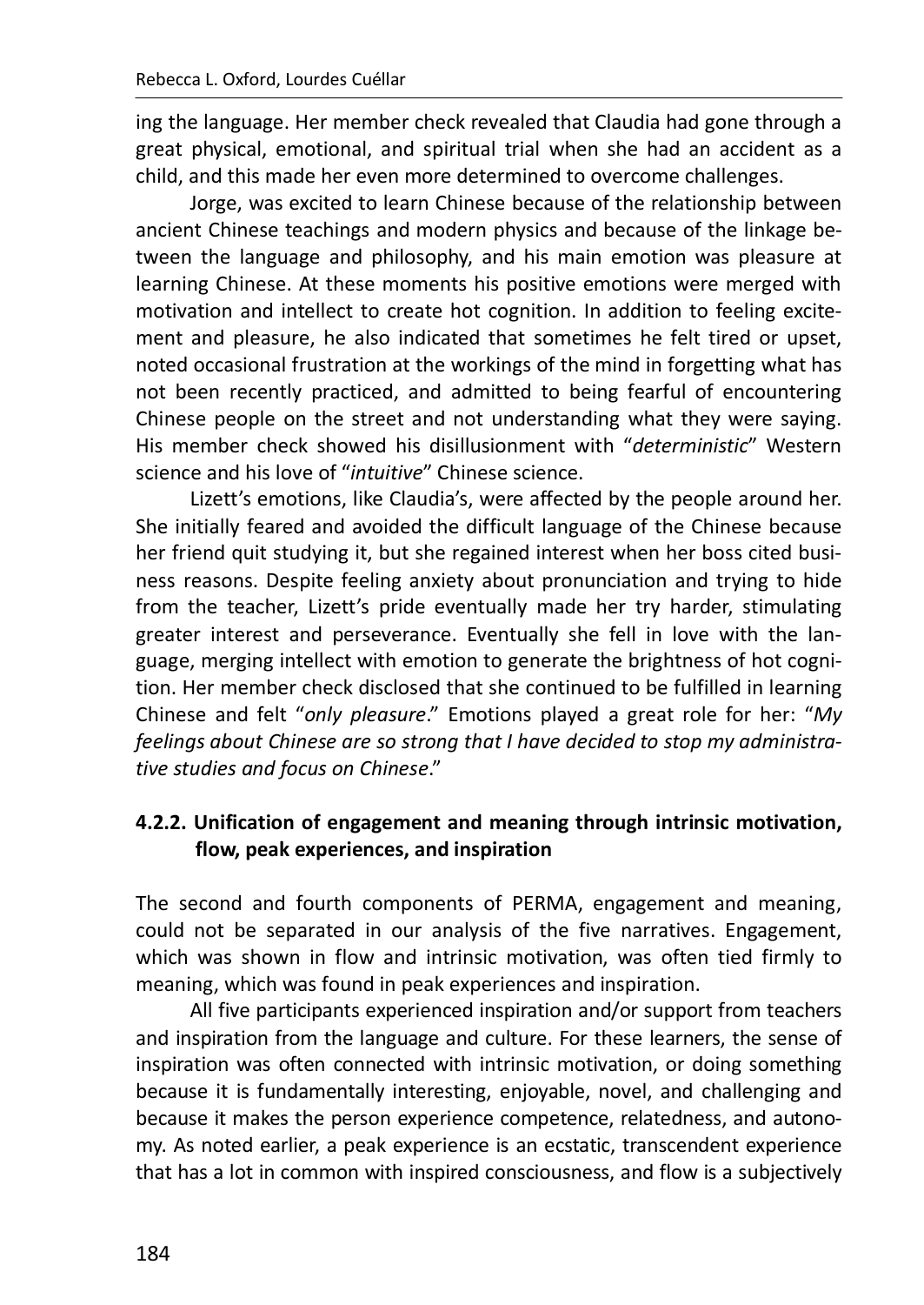ing the language. Her member check revealed that Claudia had gone through a great physical, emotional, and spiritual trial when she had an accident as a child, and this made her even more determined to overcome challenges.

Jorge, was excited to learn Chinese because of the relationship between ancient Chinese teachings and modern physics and because of the linkage between the language and philosophy, and his main emotion was pleasure at learning Chinese. At these moments his positive emotions were merged with motivation and intellect to create hot cognition. In addition to feeling excitement and pleasure, he also indicated that sometimes he felt tired or upset, noted occasional frustration at the workings of the mind in forgetting what has not been recently practiced, and admitted to being fearful of encountering Chinese people on the street and not understanding what they were saying. His member check showed his disillusionment with "*deterministic*" Western science and his love of "*intuitive*" Chinese science.

Lizett's emotions, like Claudia's, were affected by the people around her. She initially feared and avoided the difficult language of the Chinese because her friend quit studying it, but she regained interest when her boss cited business reasons. Despite feeling anxiety about pronunciation and trying to hide from the teacher, Lizett's pride eventually made her try harder, stimulating greater interest and perseverance. Eventually she fell in love with the language, merging intellect with emotion to generate the brightness of hot cognition. Her member check disclosed that she continued to be fulfilled in learning Chinese and felt "*only pleasure*." Emotions played a great role for her: "*My feelings about Chinese are so strong that I have decided to stop my administrative studies and focus on Chinese*."

#### 4.2.2. Unification of engagement and meaning through intrinsic motivation, flow, peak experiences, and inspiration

The second and fourth components of PERMA, engagement and meaning, could not be separated in our analysis of the five narratives. Engagement, which was shown in flow and intrinsic motivation, was often tied firmly to meaning, which was found in peak experiences and inspiration.

All five participants experienced inspiration and/or support from teachers and inspiration from the language and culture. For these learners, the sense of inspiration was often connected with intrinsic motivation, or doing something because it is fundamentally interesting, enjoyable, novel, and challenging and because it makes the person experience competence, relatedness, and autonomy. As noted earlier, a peak experience is an ecstatic, transcendent experience that has a lot in common with inspired consciousness, and flow is a subjectively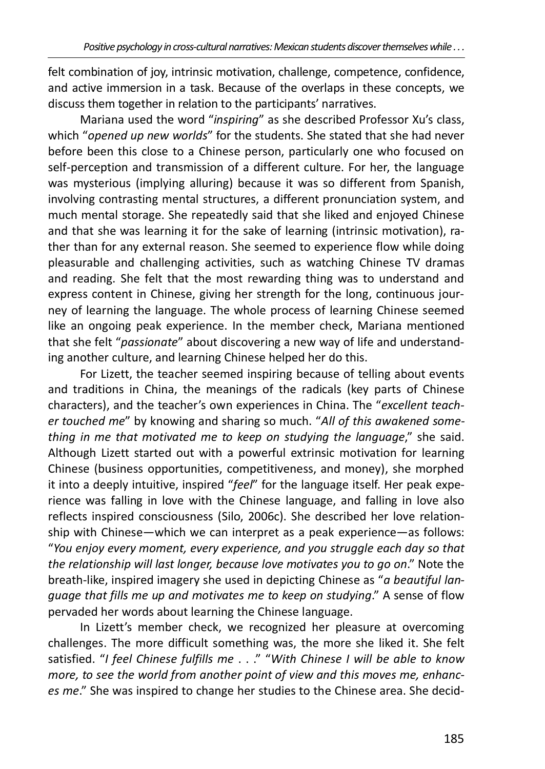felt combination of joy, intrinsic motivation, challenge, competence, confidence, and active immersion in a task. Because of the overlaps in these concepts, we discuss them together in relation to the participants' narratives.

Mariana used the word "*inspiring*" as she described Professor Xu's class, which "*opened up new worlds*" for the students. She stated that she had never before been this close to a Chinese person, particularly one who focused on self-perception and transmission of a different culture. For her, the language was mysterious (implying alluring) because it was so different from Spanish, involving contrasting mental structures, a different pronunciation system, and much mental storage. She repeatedly said that she liked and enjoyed Chinese and that she was learning it for the sake of learning (intrinsic motivation), rather than for any external reason. She seemed to experience flow while doing pleasurable and challenging activities, such as watching Chinese TV dramas and reading. She felt that the most rewarding thing was to understand and express content in Chinese, giving her strength for the long, continuous journey of learning the language. The whole process of learning Chinese seemed like an ongoing peak experience. In the member check, Mariana mentioned that she felt "*passionate*" about discovering a new way of life and understanding another culture, and learning Chinese helped her do this.

For Lizett, the teacher seemed inspiring because of telling about events and traditions in China, the meanings of the radicals (key parts of Chinese characters), and the teacher's own experiences in China. The "*excellent teacher touched me*" by knowing and sharing so much. "*All of this awakened something in me that motivated me to keep on studying the language*," she said. Although Lizett started out with a powerful extrinsic motivation for learning Chinese (business opportunities, competitiveness, and money), she morphed it into a deeply intuitive, inspired "*feel*" for the language itself. Her peak experience was falling in love with the Chinese language, and falling in love also reflects inspired consciousness (Silo, 2006c). She described her love relationship with Chinese—which we can interpret as a peak experience—as follows: "*You enjoy every moment, every experience, and you struggle each day so that the relationship will last longer, because love motivates you to go on*." Note the breath-like, inspired imagery she used in depicting Chinese as "*a beautiful language that fills me up and motivates me to keep on studying*." A sense of flow pervaded her words about learning the Chinese language.

In Lizett's member check, we recognized her pleasure at overcoming challenges. The more difficult something was, the more she liked it. She felt satisfied. "*I feel Chinese fulfills me . . .*" "*With Chinese I will be able to know more, to see the world from another point of view and this moves me, enhances me*." She was inspired to change her studies to the Chinese area. She decid-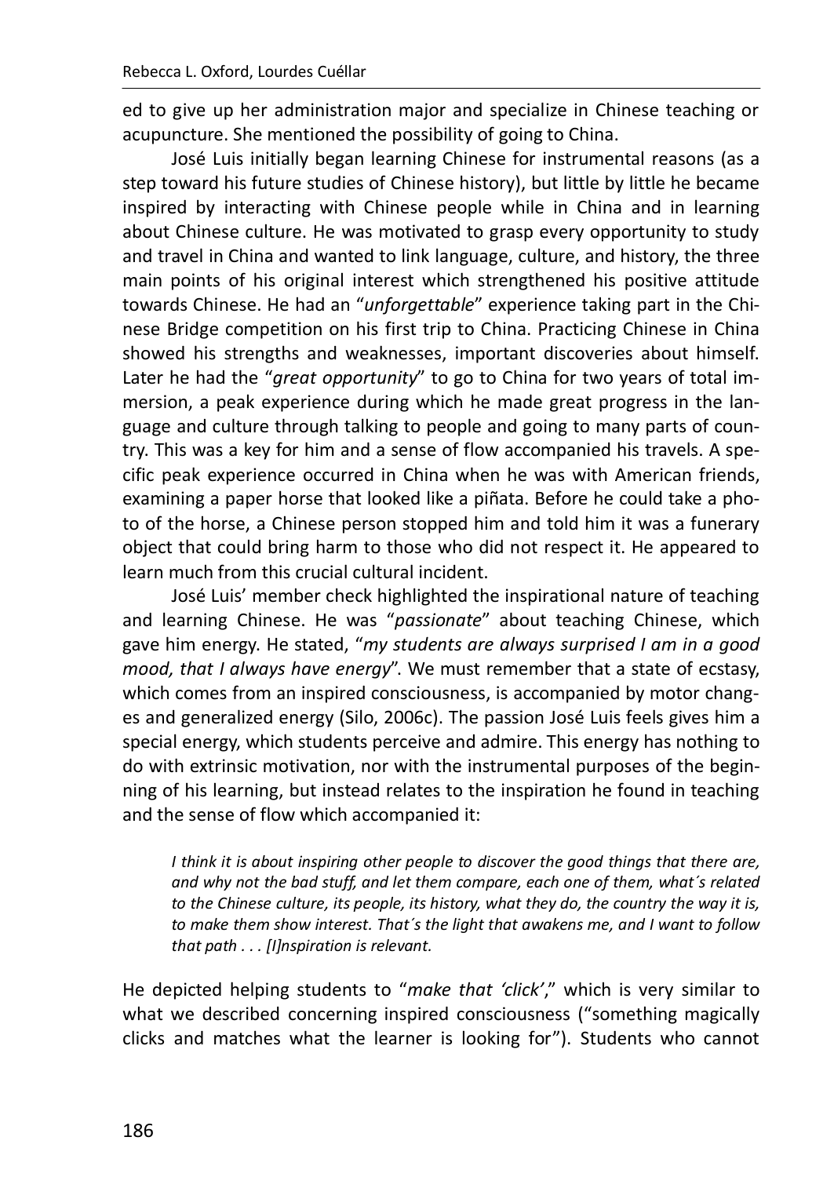ed to give up her administration major and specialize in Chinese teaching or acupuncture. She mentioned the possibility of going to China.

José Luis initially began learning Chinese for instrumental reasons (as a step toward his future studies of Chinese history), but little by little he became inspired by interacting with Chinese people while in China and in learning about Chinese culture. He was motivated to grasp every opportunity to study and travel in China and wanted to link language, culture, and history, the three main points of his original interest which strengthened his positive attitude towards Chinese. He had an "*unforgettable*" experience taking part in the Chinese Bridge competition on his first trip to China. Practicing Chinese in China showed his strengths and weaknesses, important discoveries about himself. Later he had the "*great opportunity*" to go to China for two years of total immersion, a peak experience during which he made great progress in the language and culture through talking to people and going to many parts of country. This was a key for him and a sense of flow accompanied his travels. A specific peak experience occurred in China when he was with American friends, examining a paper horse that looked like a piñata. Before he could take a photo of the horse, a Chinese person stopped him and told him it was a funerary object that could bring harm to those who did not respect it. He appeared to learn much from this crucial cultural incident.

José Luis' member check highlighted the inspirational nature of teaching and learning Chinese. He was "*passionate*" about teaching Chinese, which gave him energy. He stated, "*my students are always surprised I am in a good mood, that I always have energy*". We must remember that a state of ecstasy, which comes from an inspired consciousness, is accompanied by motor changes and generalized energy (Silo, 2006c). The passion José Luis feels gives him a special energy, which students perceive and admire. This energy has nothing to do with extrinsic motivation, nor with the instrumental purposes of the beginning of his learning, but instead relates to the inspiration he found in teaching and the sense of flow which accompanied it:

> *I think it is about inspiring other people to discover the good things that there are, and why not the bad stuff, and let them compare, each one of them, what´s related to the Chinese culture, its people, its history, what they do, the country the way it is, to make them show interest. That´s the light that awakens me, and I want to follow that path . . . [I]nspiration is relevant.*

He depicted helping students to "*make that 'click'*," which is very similar to what we described concerning inspired consciousness ("something magically clicks and matches what the learner is looking for"). Students who cannot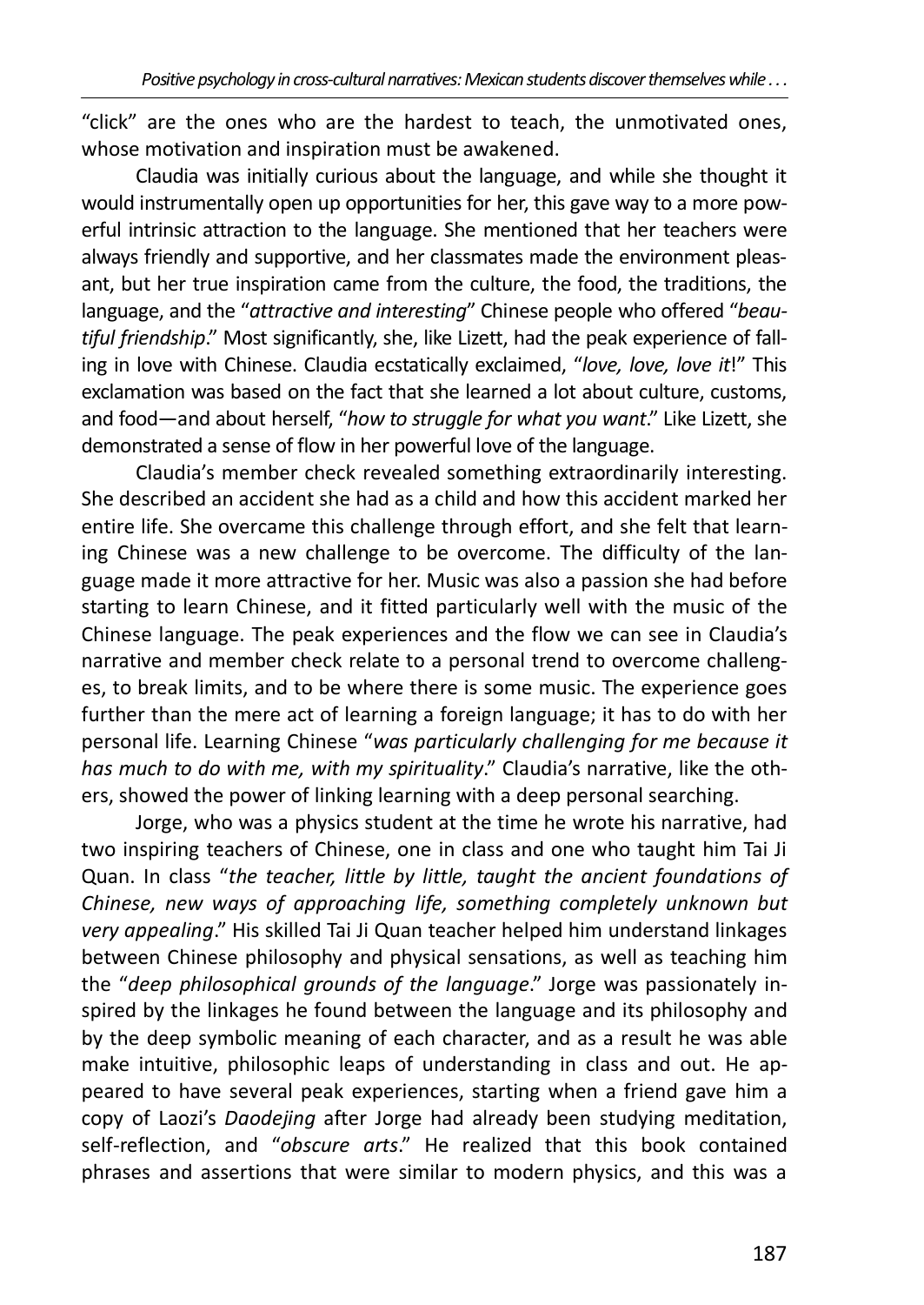"click" are the ones who are the hardest to teach, the unmotivated ones, whose motivation and inspiration must be awakened.

Claudia was initially curious about the language, and while she thought it would instrumentally open up opportunities for her, this gave way to a more powerful intrinsic attraction to the language. She mentioned that her teachers were always friendly and supportive, and her classmates made the environment pleasant, but her true inspiration came from the culture, the food, the traditions, the language, and the "*attractive and interesting*" Chinese people who offered "*beautiful friendship*." Most significantly, she, like Lizett, had the peak experience of falling in love with Chinese. Claudia ecstatically exclaimed, "*love, love, love it*!" This exclamation was based on the fact that she learned a lot about culture, customs, and food—and about herself, "*how to struggle for what you want*." Like Lizett, she demonstrated a sense of flow in her powerful love of the language.

Claudia's member check revealed something extraordinarily interesting. She described an accident she had as a child and how this accident marked her entire life. She overcame this challenge through effort, and she felt that learning Chinese was a new challenge to be overcome. The difficulty of the language made it more attractive for her. Music was also a passion she had before starting to learn Chinese, and it fitted particularly well with the music of the Chinese language. The peak experiences and the flow we can see in Claudia's narrative and member check relate to a personal trend to overcome challenges, to break limits, and to be where there is some music. The experience goes further than the mere act of learning a foreign language; it has to do with her personal life. Learning Chinese "*was particularly challenging for me because it has much to do with me, with my spirituality*." Claudia's narrative, like the others, showed the power of linking learning with a deep personal searching.

Jorge, who was a physics student at the time he wrote his narrative, had two inspiring teachers of Chinese, one in class and one who taught him Tai Ji Quan. In class "*the teacher, little by little, taught the ancient foundations of Chinese, new ways of approaching life, something completely unknown but very appealing*." His skilled Tai Ji Quan teacher helped him understand linkages between Chinese philosophy and physical sensations, as well as teaching him the "*deep philosophical grounds of the language*." Jorge was passionately inspired by the linkages he found between the language and its philosophy and by the deep symbolic meaning of each character, and as a result he was able make intuitive, philosophic leaps of understanding in class and out. He appeared to have several peak experiences, starting when a friend gave him a copy of Laozi's *Daodejing* after Jorge had already been studying meditation, self-reflection, and "*obscure arts*." He realized that this book contained phrases and assertions that were similar to modern physics, and this was a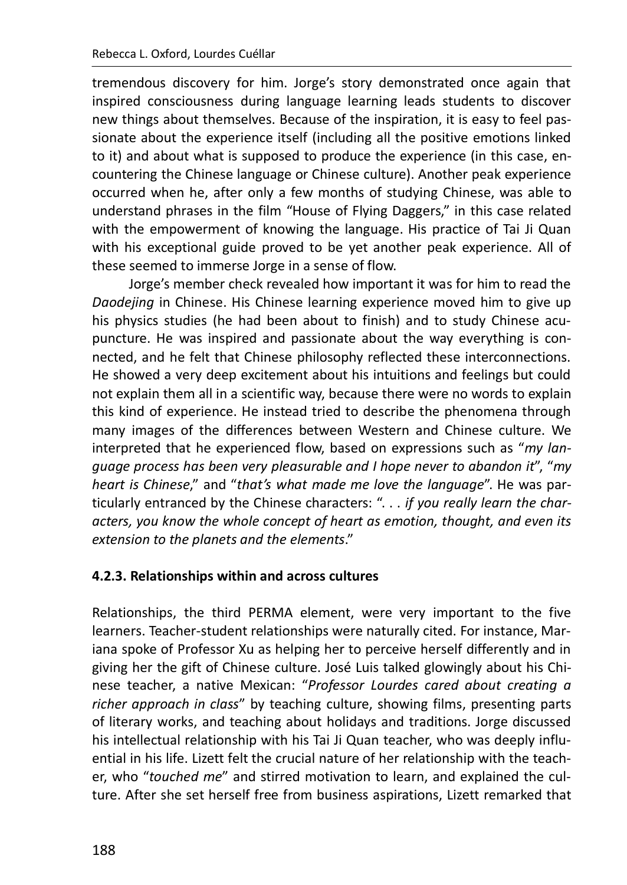tremendous discovery for him. Jorge's story demonstrated once again that inspired consciousness during language learning leads students to discover new things about themselves. Because of the inspiration, it is easy to feel passionate about the experience itself (including all the positive emotions linked to it) and about what is supposed to produce the experience (in this case, encountering the Chinese language or Chinese culture). Another peak experience occurred when he, after only a few months of studying Chinese, was able to understand phrases in the film "House of Flying Daggers," in this case related with the empowerment of knowing the language. His practice of Tai Ji Quan with his exceptional guide proved to be yet another peak experience. All of these seemed to immerse Jorge in a sense of flow.

Jorge's member check revealed how important it was for him to read the *Daodejing* in Chinese. His Chinese learning experience moved him to give up his physics studies (he had been about to finish) and to study Chinese acupuncture. He was inspired and passionate about the way everything is connected, and he felt that Chinese philosophy reflected these interconnections. He showed a very deep excitement about his intuitions and feelings but could not explain them all in a scientific way, because there were no words to explain this kind of experience. He instead tried to describe the phenomena through many images of the differences between Western and Chinese culture. We interpreted that he experienced flow, based on expressions such as "*my language process has been very pleasurable and I hope never to abandon it*", "*my heart is Chinese*," and "*that's what made me love the language*". He was particularly entranced by the Chinese characters: ". . . *if you really learn the characters, you know the whole concept of heart as emotion, thought, and even its extension to the planets and the elements*."

### 4.2.3. Relationships within and across cultures

Relationships, the third PERMA element, were very important to the five learners. Teacher-student relationships were naturally cited. For instance, Mariana spoke of Professor Xu as helping her to perceive herself differently and in giving her the gift of Chinese culture. José Luis talked glowingly about his Chinese teacher, a native Mexican: "*Professor Lourdes cared about creating a richer approach in class*" by teaching culture, showing films, presenting parts of literary works, and teaching about holidays and traditions. Jorge discussed his intellectual relationship with his Tai Ji Quan teacher, who was deeply influential in his life. Lizett felt the crucial nature of her relationship with the teacher, who "*touched me*" and stirred motivation to learn, and explained the culture. After she set herself free from business aspirations, Lizett remarked that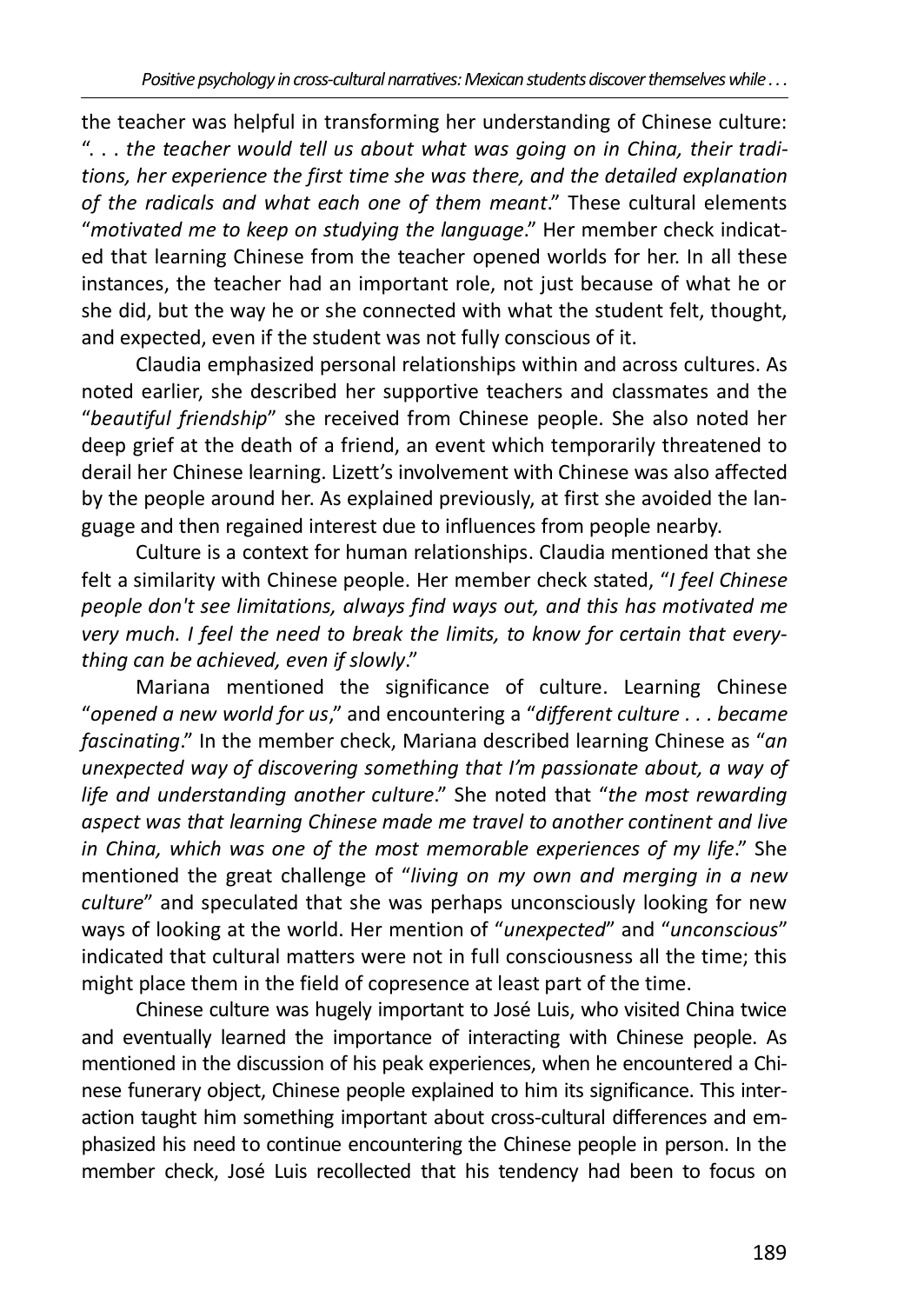the teacher was helpful in transforming her understanding of Chinese culture: "*. . . the teacher would tell us about what was going on in China, their traditions, her experience the first time she was there, and the detailed explanation of the radicals and what each one of them meant*." These cultural elements "*motivated me to keep on studying the language*." Her member check indicated that learning Chinese from the teacher opened worlds for her. In all these instances, the teacher had an important role, not just because of what he or she did, but the way he or she connected with what the student felt, thought, and expected, even if the student was not fully conscious of it.

Claudia emphasized personal relationships within and across cultures. As noted earlier, she described her supportive teachers and classmates and the "*beautiful friendship*" she received from Chinese people. She also noted her deep grief at the death of a friend, an event which temporarily threatened to derail her Chinese learning. Lizett's involvement with Chinese was also affected by the people around her. As explained previously, at first she avoided the language and then regained interest due to influences from people nearby.

Culture is a context for human relationships. Claudia mentioned that she felt a similarity with Chinese people. Her member check stated, "*I feel Chinese people don't see limitations, always find ways out, and this has motivated me very much. I feel the need to break the limits, to know for certain that everything can be achieved, even if slowly*."

Mariana mentioned the significance of culture. Learning Chinese "*opened a new world for us*," and encountering a "*different culture . . . became fascinating*." In the member check, Mariana described learning Chinese as "*an unexpected way of discovering something that I'm passionate about, a way of life and understanding another culture*." She noted that "*the most rewarding aspect was that learning Chinese made me travel to another continent and live in China, which was one of the most memorable experiences of my life*." She mentioned the great challenge of "*living on my own and merging in a new culture*" and speculated that she was perhaps unconsciously looking for new ways of looking at the world. Her mention of "*unexpected*" and "*unconscious*" indicated that cultural matters were not in full consciousness all the time; this might place them in the field of copresence at least part of the time.

Chinese culture was hugely important to José Luis, who visited China twice and eventually learned the importance of interacting with Chinese people. As mentioned in the discussion of his peak experiences, when he encountered a Chinese funerary object, Chinese people explained to him its significance. This interaction taught him something important about cross-cultural differences and emphasized his need to continue encountering the Chinese people in person. In the member check, José Luis recollected that his tendency had been to focus on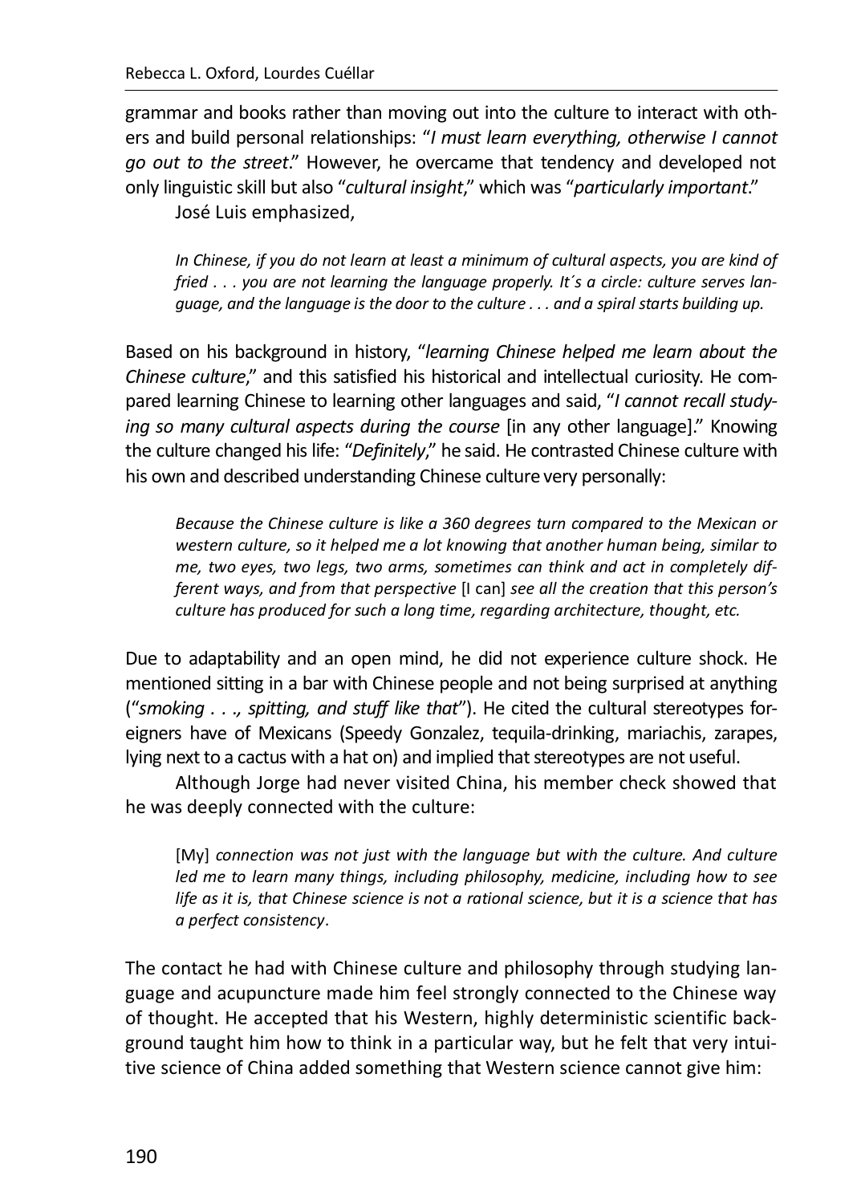grammar and books rather than moving out into the culture to interact with others and build personal relationships: "*I must learn everything, otherwise I cannot go out to the street*." However, he overcame that tendency and developed not only linguistic skill but also "*cultural insight*," which was "*particularly important*."

José Luis emphasized,

> *In Chinese, if you do not learn at least a minimum of cultural aspects, you are kind of fried . . . you are not learning the language properly. It´s a circle: culture serves language, and the language is the door to the culture . . . and a spiral starts building up.*

Based on his background in history, "*learning Chinese helped me learn about the Chinese culture*," and this satisfied his historical and intellectual curiosity. He compared learning Chinese to learning other languages and said, "*I cannot recall studying so many cultural aspects during the course* [in any other language]." Knowing the culture changed his life: "*Definitely*," he said. He contrasted Chinese culture with his own and described understanding Chinese culture very personally:

> *Because the Chinese culture is like a 360 degrees turn compared to the Mexican or western culture, so it helped me a lot knowing that another human being, similar to me, two eyes, two legs, two arms, sometimes can think and act in completely different ways, and from that perspective* [I can] *see all the creation that this person's culture has produced for such a long time, regarding architecture, thought, etc.*

Due to adaptability and an open mind, he did not experience culture shock. He mentioned sitting in a bar with Chinese people and not being surprised at anything ("*smoking . . ., spitting, and stuff like that*"). He cited the cultural stereotypes foreigners have of Mexicans (Speedy Gonzalez, tequila-drinking, mariachis, zarapes, lying next to a cactus with a hat on) and implied that stereotypes are not useful.

Although Jorge had never visited China, his member check showed that he was deeply connected with the culture:

> [My] *connection was not just with the language but with the culture. And culture led me to learn many things, including philosophy, medicine, including how to see life as it is, that Chinese science is not a rational science, but it is a science that has a perfect consistency*.

The contact he had with Chinese culture and philosophy through studying language and acupuncture made him feel strongly connected to the Chinese way of thought. He accepted that his Western, highly deterministic scientific background taught him how to think in a particular way, but he felt that very intuitive science of China added something that Western science cannot give him: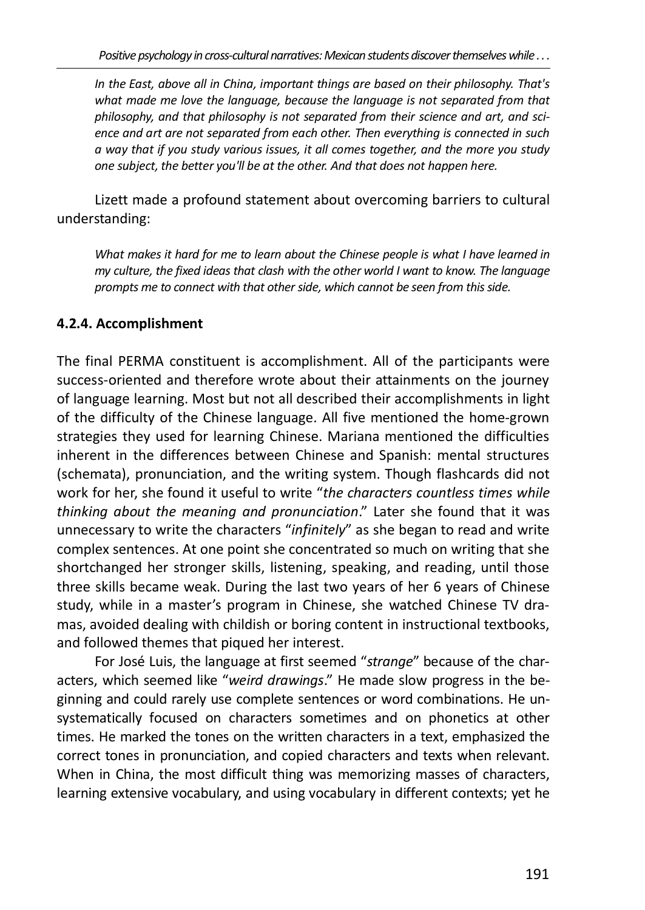*In the East, above all in China, important things are based on their philosophy. That's what made me love the language, because the language is not separated from that philosophy, and that philosophy is not separated from their science and art, and science and art are not separated from each other. Then everything is connected in such a way that if you study various issues, it all comes together, and the more you study one subject, the better you'll be at the other. And that does not happen here.*

Lizett made a profound statement about overcoming barriers to cultural understanding:

*What makes it hard for me to learn about the Chinese people is what I have learned in my culture, the fixed ideas that clash with the other world I want to know. The language prompts me to connect with that other side, which cannot be seen from this side.*

### 4.2.4. Accomplishment

The final PERMA constituent is accomplishment. All of the participants were success-oriented and therefore wrote about their attainments on the journey of language learning. Most but not all described their accomplishments in light of the difficulty of the Chinese language. All five mentioned the home-grown strategies they used for learning Chinese. Mariana mentioned the difficulties inherent in the differences between Chinese and Spanish: mental structures (schemata), pronunciation, and the writing system. Though flashcards did not work for her, she found it useful to write "*the characters countless times while thinking about the meaning and pronunciation*." Later she found that it was unnecessary to write the characters "*infinitely*" as she began to read and write complex sentences. At one point she concentrated so much on writing that she shortchanged her stronger skills, listening, speaking, and reading, until those three skills became weak. During the last two years of her 6 years of Chinese study, while in a master's program in Chinese, she watched Chinese TV dramas, avoided dealing with childish or boring content in instructional textbooks, and followed themes that piqued her interest.

For José Luis, the language at first seemed "*strange*" because of the characters, which seemed like "*weird drawings*." He made slow progress in the beginning and could rarely use complete sentences or word combinations. He unsystematically focused on characters sometimes and on phonetics at other times. He marked the tones on the written characters in a text, emphasized the correct tones in pronunciation, and copied characters and texts when relevant. When in China, the most difficult thing was memorizing masses of characters, learning extensive vocabulary, and using vocabulary in different contexts; yet he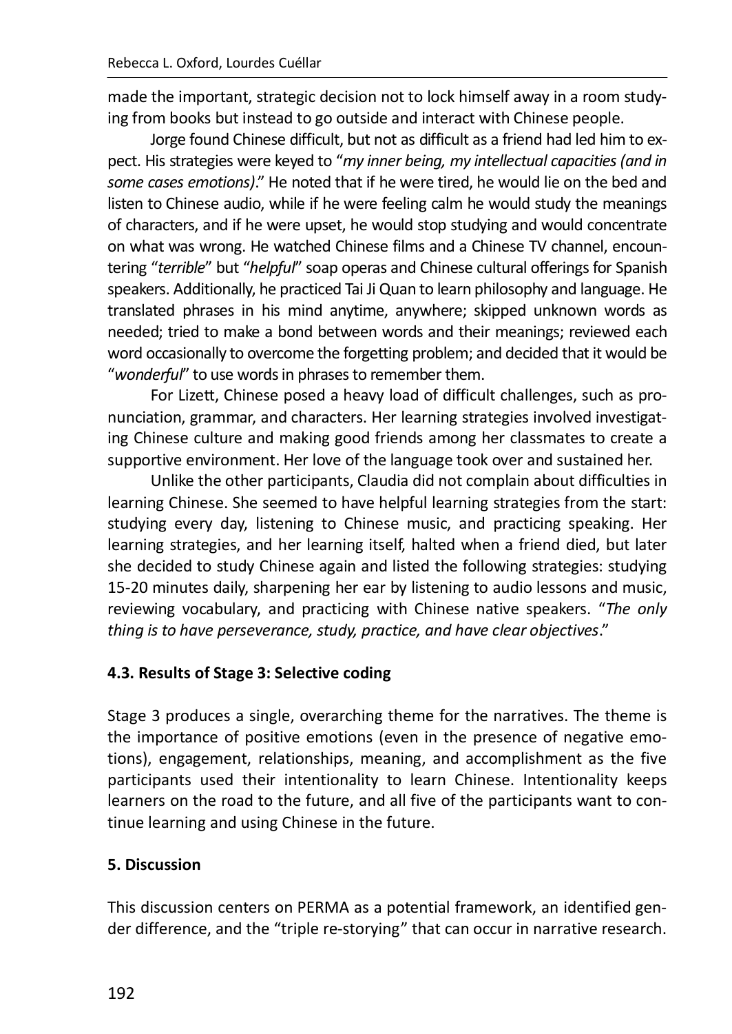made the important, strategic decision not to lock himself away in a room studying from books but instead to go outside and interact with Chinese people.

Jorge found Chinese difficult, but not as difficult as a friend had led him to expect. His strategies were keyed to "*my inner being, my intellectual capacities (and in some cases emotions)*." He noted that if he were tired, he would lie on the bed and listen to Chinese audio, while if he were feeling calm he would study the meanings of characters, and if he were upset, he would stop studying and would concentrate on what was wrong. He watched Chinese films and a Chinese TV channel, encountering "*terrible*" but "*helpful*" soap operas and Chinese cultural offerings for Spanish speakers. Additionally, he practiced Tai Ji Quan to learn philosophy and language. He translated phrases in his mind anytime, anywhere; skipped unknown words as needed; tried to make a bond between words and their meanings; reviewed each word occasionally to overcome the forgetting problem; and decided that it would be "*wonderful*" to use words in phrases to remember them.

For Lizett, Chinese posed a heavy load of difficult challenges, such as pronunciation, grammar, and characters. Her learning strategies involved investigating Chinese culture and making good friends among her classmates to create a supportive environment. Her love of the language took over and sustained her.

Unlike the other participants, Claudia did not complain about difficulties in learning Chinese. She seemed to have helpful learning strategies from the start: studying every day, listening to Chinese music, and practicing speaking. Her learning strategies, and her learning itself, halted when a friend died, but later she decided to study Chinese again and listed the following strategies: studying 15-20 minutes daily, sharpening her ear by listening to audio lessons and music, reviewing vocabulary, and practicing with Chinese native speakers. "*The only thing is to have perseverance, study, practice, and have clear objectives*."

### 4.3. Results of Stage 3: Selective coding

Stage 3 produces a single, overarching theme for the narratives. The theme is the importance of positive emotions (even in the presence of negative emotions), engagement, relationships, meaning, and accomplishment as the five participants used their intentionality to learn Chinese. Intentionality keeps learners on the road to the future, and all five of the participants want to continue learning and using Chinese in the future.

## 5. Discussion

This discussion centers on PERMA as a potential framework, an identified gender difference, and the "triple re-storying" that can occur in narrative research.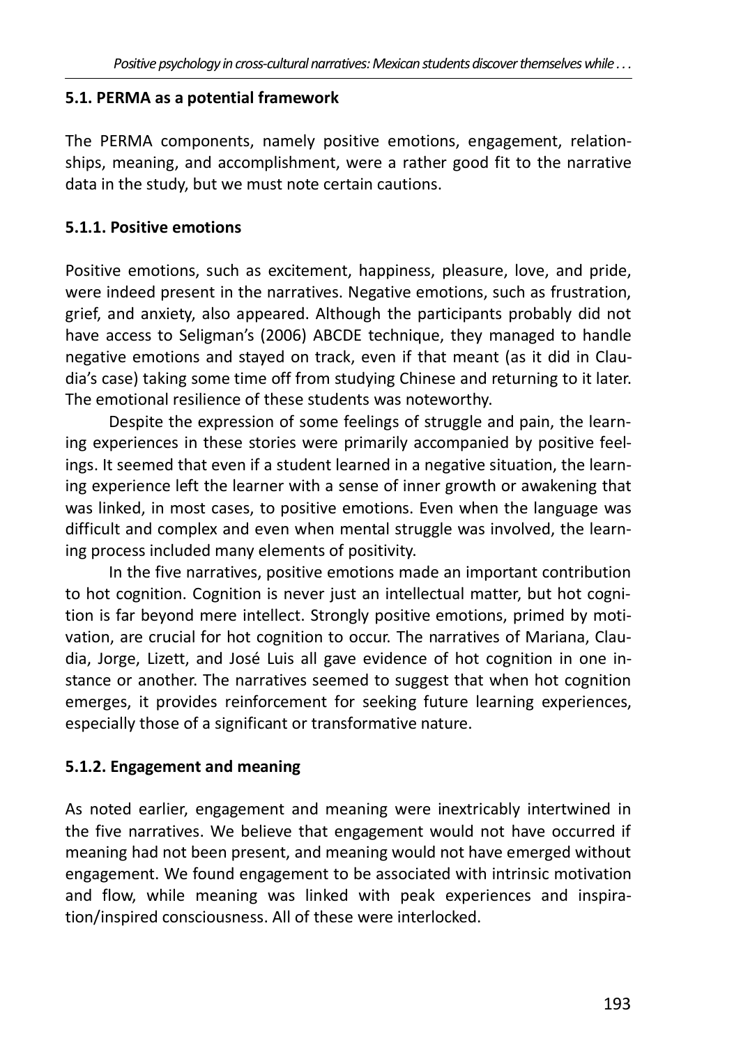### 5.1. PERMA as a potential framework

The PERMA components, namely positive emotions, engagement, relationships, meaning, and accomplishment, were a rather good fit to the narrative data in the study, but we must note certain cautions.

#### 5.1.1. Positive emotions

Positive emotions, such as excitement, happiness, pleasure, love, and pride, were indeed present in the narratives. Negative emotions, such as frustration, grief, and anxiety, also appeared. Although the participants probably did not have access to Seligman's (2006) ABCDE technique, they managed to handle negative emotions and stayed on track, even if that meant (as it did in Claudia's case) taking some time off from studying Chinese and returning to it later. The emotional resilience of these students was noteworthy.

Despite the expression of some feelings of struggle and pain, the learning experiences in these stories were primarily accompanied by positive feelings. It seemed that even if a student learned in a negative situation, the learning experience left the learner with a sense of inner growth or awakening that was linked, in most cases, to positive emotions. Even when the language was difficult and complex and even when mental struggle was involved, the learning process included many elements of positivity.

In the five narratives, positive emotions made an important contribution to hot cognition. Cognition is never just an intellectual matter, but hot cognition is far beyond mere intellect. Strongly positive emotions, primed by motivation, are crucial for hot cognition to occur. The narratives of Mariana, Claudia, Jorge, Lizett, and José Luis all gave evidence of hot cognition in one instance or another. The narratives seemed to suggest that when hot cognition emerges, it provides reinforcement for seeking future learning experiences, especially those of a significant or transformative nature.

#### 5.1.2. Engagement and meaning

As noted earlier, engagement and meaning were inextricably intertwined in the five narratives. We believe that engagement would not have occurred if meaning had not been present, and meaning would not have emerged without engagement. We found engagement to be associated with intrinsic motivation and flow, while meaning was linked with peak experiences and inspiration/inspired consciousness. All of these were interlocked.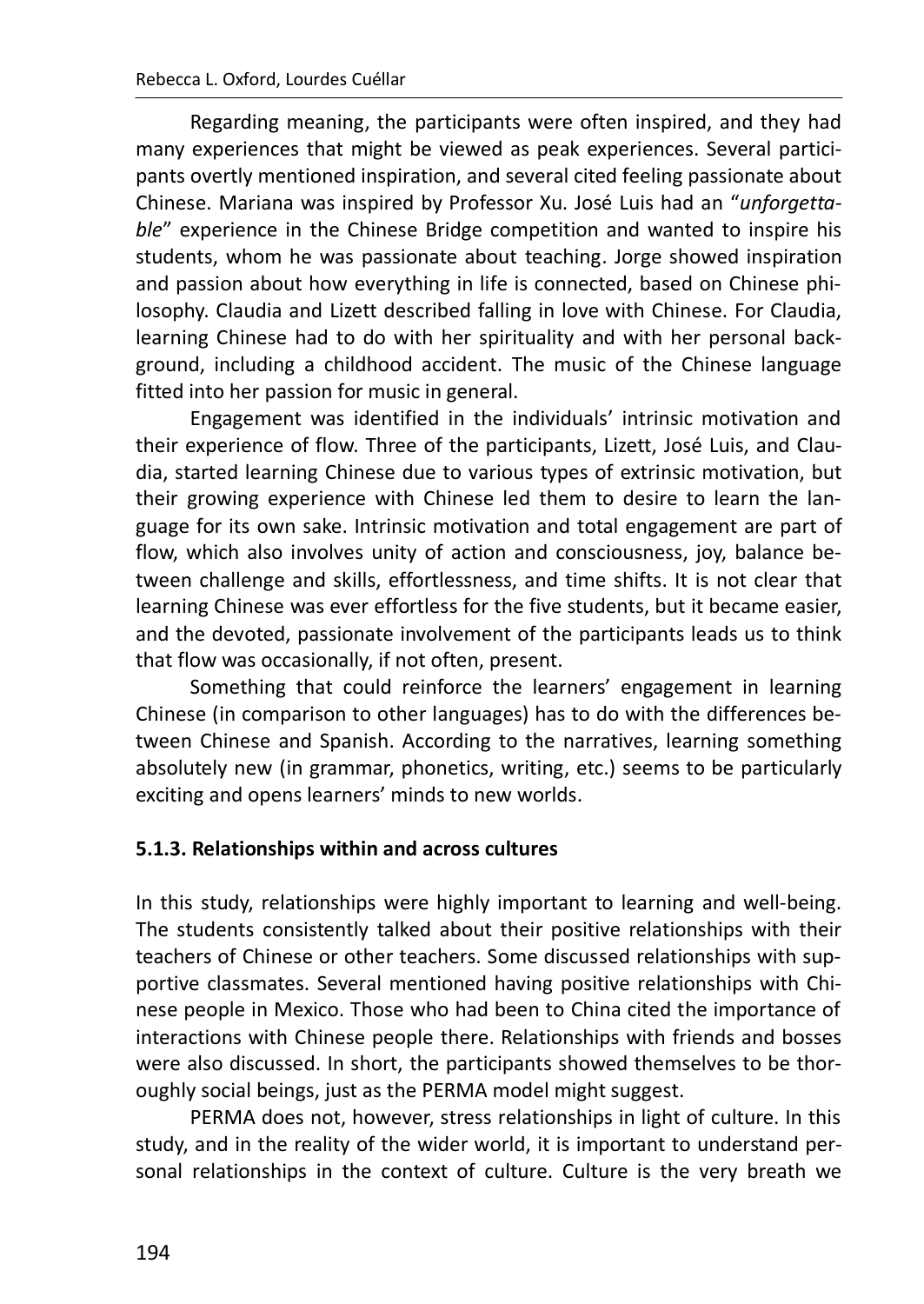Regarding meaning, the participants were often inspired, and they had many experiences that might be viewed as peak experiences. Several participants overtly mentioned inspiration, and several cited feeling passionate about Chinese. Mariana was inspired by Professor Xu. José Luis had an "*unforgettable*" experience in the Chinese Bridge competition and wanted to inspire his students, whom he was passionate about teaching. Jorge showed inspiration and passion about how everything in life is connected, based on Chinese philosophy. Claudia and Lizett described falling in love with Chinese. For Claudia, learning Chinese had to do with her spirituality and with her personal background, including a childhood accident. The music of the Chinese language fitted into her passion for music in general.

Engagement was identified in the individuals' intrinsic motivation and their experience of flow. Three of the participants, Lizett, José Luis, and Claudia, started learning Chinese due to various types of extrinsic motivation, but their growing experience with Chinese led them to desire to learn the language for its own sake. Intrinsic motivation and total engagement are part of flow, which also involves unity of action and consciousness, joy, balance between challenge and skills, effortlessness, and time shifts. It is not clear that learning Chinese was ever effortless for the five students, but it became easier, and the devoted, passionate involvement of the participants leads us to think that flow was occasionally, if not often, present.

Something that could reinforce the learners' engagement in learning Chinese (in comparison to other languages) has to do with the differences between Chinese and Spanish. According to the narratives, learning something absolutely new (in grammar, phonetics, writing, etc.) seems to be particularly exciting and opens learners' minds to new worlds.

#### 5.1.3. Relationships within and across cultures

In this study, relationships were highly important to learning and well-being. The students consistently talked about their positive relationships with their teachers of Chinese or other teachers. Some discussed relationships with supportive classmates. Several mentioned having positive relationships with Chinese people in Mexico. Those who had been to China cited the importance of interactions with Chinese people there. Relationships with friends and bosses were also discussed. In short, the participants showed themselves to be thoroughly social beings, just as the PERMA model might suggest.

PERMA does not, however, stress relationships in light of culture. In this study, and in the reality of the wider world, it is important to understand personal relationships in the context of culture. Culture is the very breath we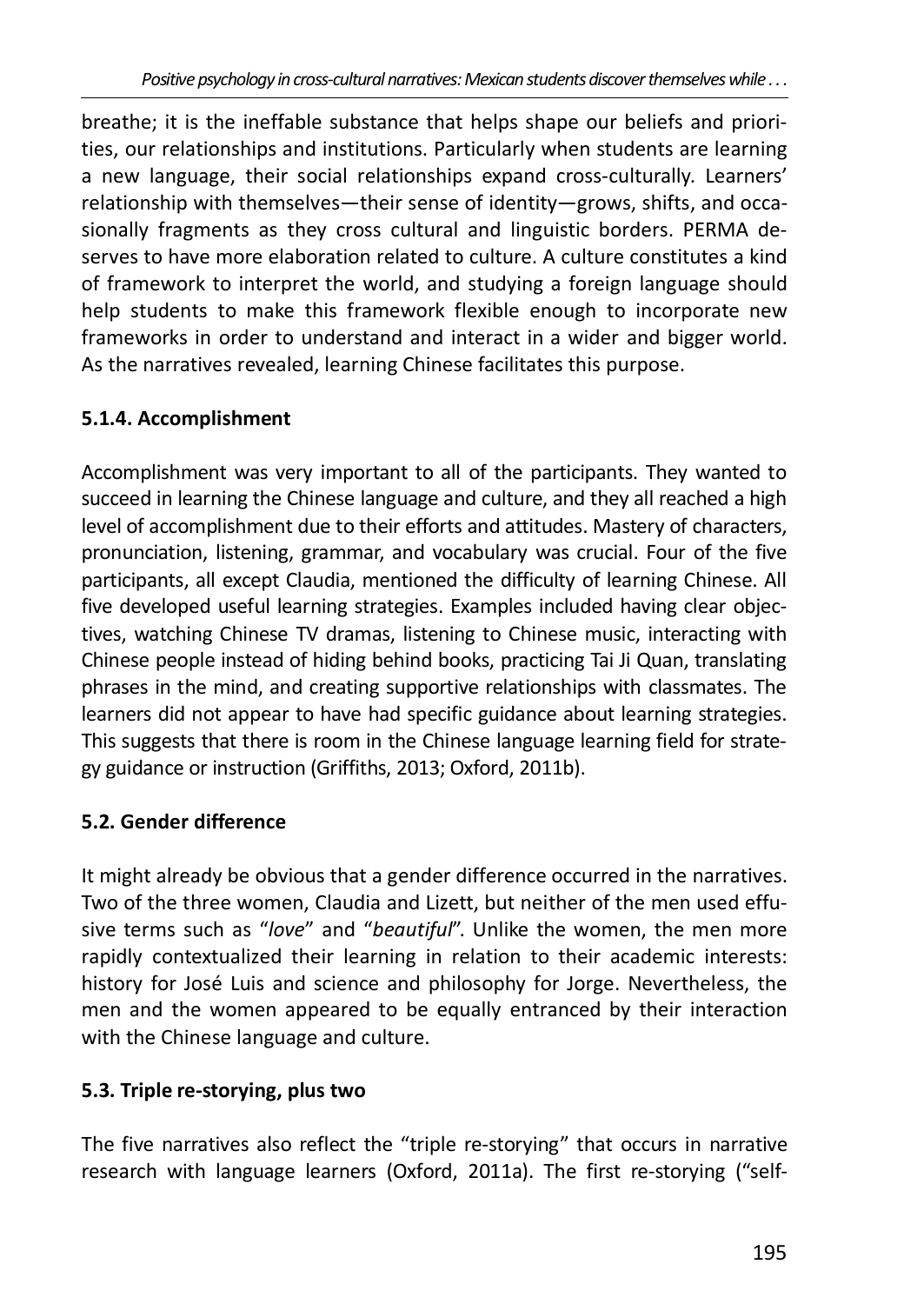breathe; it is the ineffable substance that helps shape our beliefs and priorities, our relationships and institutions. Particularly when students are learning a new language, their social relationships expand cross-culturally. Learners' relationship with themselves—their sense of identity—grows, shifts, and occasionally fragments as they cross cultural and linguistic borders. PERMA deserves to have more elaboration related to culture. A culture constitutes a kind of framework to interpret the world, and studying a foreign language should help students to make this framework flexible enough to incorporate new frameworks in order to understand and interact in a wider and bigger world. As the narratives revealed, learning Chinese facilitates this purpose.

### 5.1.4. Accomplishment

Accomplishment was very important to all of the participants. They wanted to succeed in learning the Chinese language and culture, and they all reached a high level of accomplishment due to their efforts and attitudes. Mastery of characters, pronunciation, listening, grammar, and vocabulary was crucial. Four of the five participants, all except Claudia, mentioned the difficulty of learning Chinese. All five developed useful learning strategies. Examples included having clear objectives, watching Chinese TV dramas, listening to Chinese music, interacting with Chinese people instead of hiding behind books, practicing Tai Ji Quan, translating phrases in the mind, and creating supportive relationships with classmates. The learners did not appear to have had specific guidance about learning strategies. This suggests that there is room in the Chinese language learning field for strategy guidance or instruction (Griffiths, 2013; Oxford, 2011b).

### 5.2. Gender difference

It might already be obvious that a gender difference occurred in the narratives. Two of the three women, Claudia and Lizett, but neither of the men used effusive terms such as "*love*" and "*beautiful*". Unlike the women, the men more rapidly contextualized their learning in relation to their academic interests: history for José Luis and science and philosophy for Jorge. Nevertheless, the men and the women appeared to be equally entranced by their interaction with the Chinese language and culture.

### 5.3. Triple re-storying, plus two

The five narratives also reflect the "triple re-storying" that occurs in narrative research with language learners (Oxford, 2011a). The first re-storying ("self-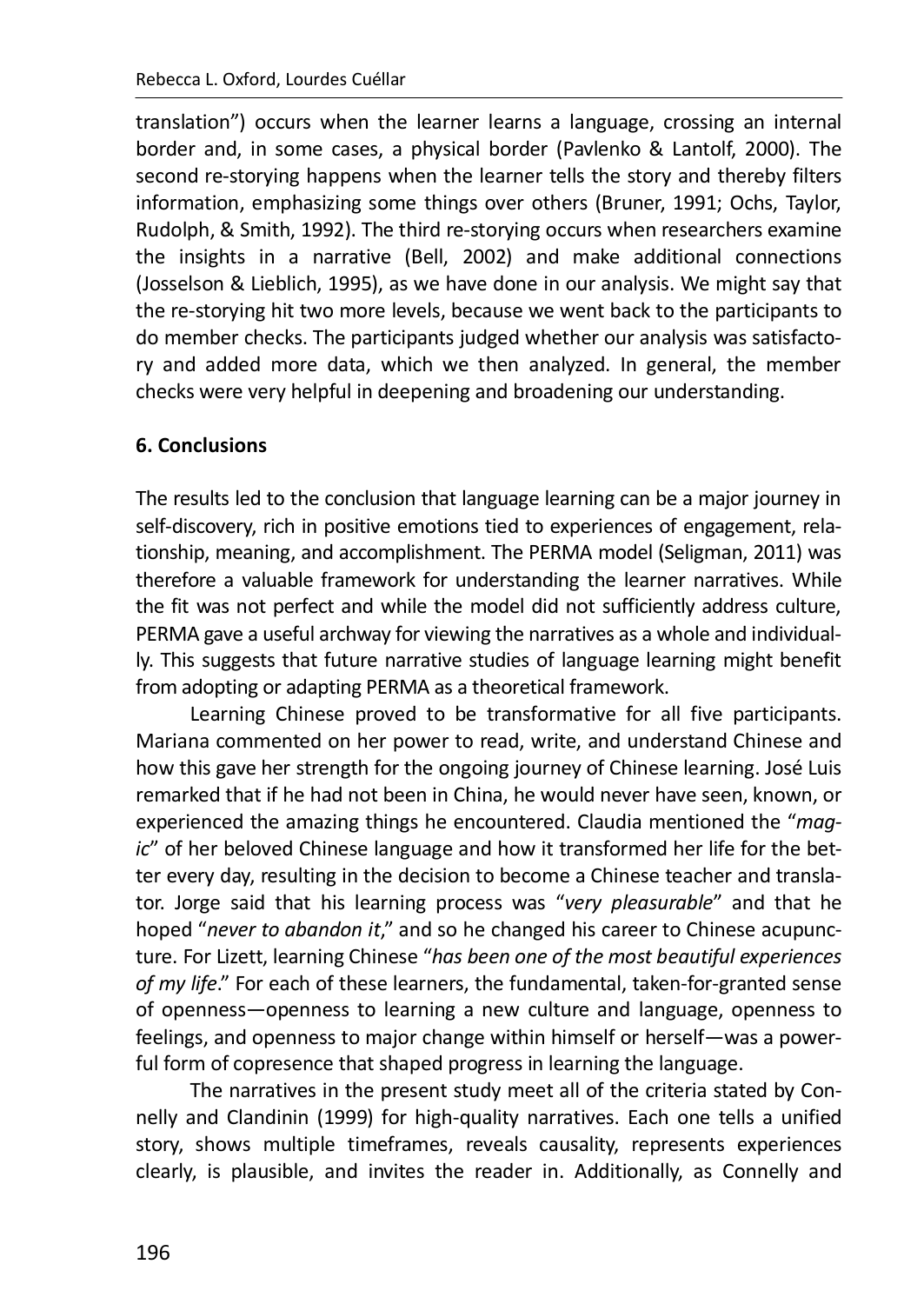translation") occurs when the learner learns a language, crossing an internal border and, in some cases, a physical border (Pavlenko & Lantolf, 2000). The second re-storying happens when the learner tells the story and thereby filters information, emphasizing some things over others (Bruner, 1991; Ochs, Taylor, Rudolph, & Smith, 1992). The third re-storying occurs when researchers examine the insights in a narrative (Bell, 2002) and make additional connections (Josselson & Lieblich, 1995), as we have done in our analysis. We might say that the re-storying hit two more levels, because we went back to the participants to do member checks. The participants judged whether our analysis was satisfactory and added more data, which we then analyzed. In general, the member checks were very helpful in deepening and broadening our understanding.

## 6. Conclusions

The results led to the conclusion that language learning can be a major journey in self-discovery, rich in positive emotions tied to experiences of engagement, relationship, meaning, and accomplishment. The PERMA model (Seligman, 2011) was therefore a valuable framework for understanding the learner narratives. While the fit was not perfect and while the model did not sufficiently address culture, PERMA gave a useful archway for viewing the narratives as a whole and individually. This suggests that future narrative studies of language learning might benefit from adopting or adapting PERMA as a theoretical framework.

Learning Chinese proved to be transformative for all five participants. Mariana commented on her power to read, write, and understand Chinese and how this gave her strength for the ongoing journey of Chinese learning. José Luis remarked that if he had not been in China, he would never have seen, known, or experienced the amazing things he encountered. Claudia mentioned the "*magic*" of her beloved Chinese language and how it transformed her life for the better every day, resulting in the decision to become a Chinese teacher and translator. Jorge said that his learning process was "*very pleasurable*" and that he hoped "*never to abandon it*," and so he changed his career to Chinese acupuncture. For Lizett, learning Chinese "*has been one of the most beautiful experiences of my life*." For each of these learners, the fundamental, taken-for-granted sense of openness—openness to learning a new culture and language, openness to feelings, and openness to major change within himself or herself—was a powerful form of copresence that shaped progress in learning the language.

The narratives in the present study meet all of the criteria stated by Connelly and Clandinin (1999) for high-quality narratives. Each one tells a unified story, shows multiple timeframes, reveals causality, represents experiences clearly, is plausible, and invites the reader in. Additionally, as Connelly and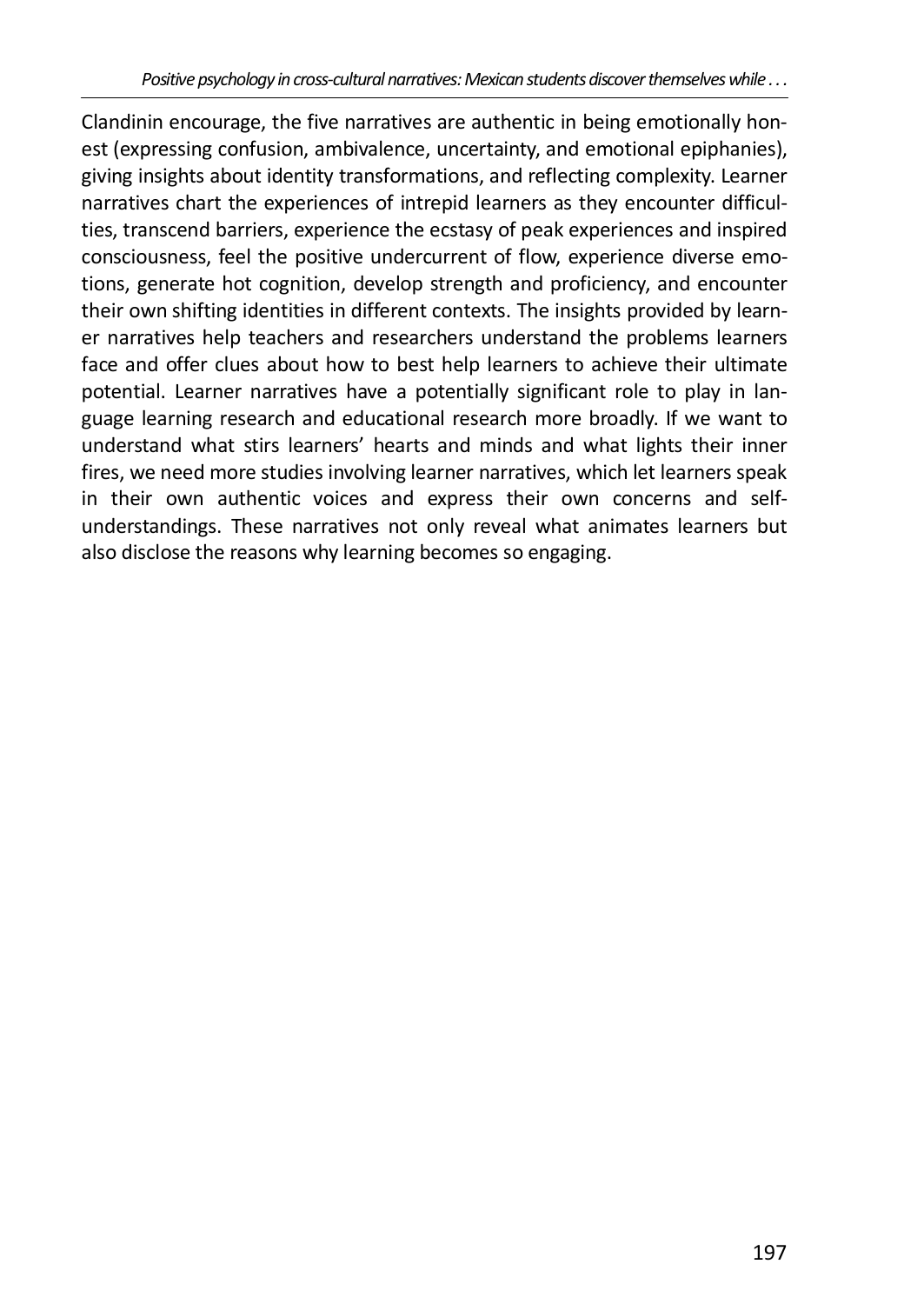Clandinin encourage, the five narratives are authentic in being emotionally honest (expressing confusion, ambivalence, uncertainty, and emotional epiphanies), giving insights about identity transformations, and reflecting complexity. Learner narratives chart the experiences of intrepid learners as they encounter difficulties, transcend barriers, experience the ecstasy of peak experiences and inspired consciousness, feel the positive undercurrent of flow, experience diverse emotions, generate hot cognition, develop strength and proficiency, and encounter their own shifting identities in different contexts. The insights provided by learner narratives help teachers and researchers understand the problems learners face and offer clues about how to best help learners to achieve their ultimate potential. Learner narratives have a potentially significant role to play in language learning research and educational research more broadly. If we want to understand what stirs learners' hearts and minds and what lights their inner fires, we need more studies involving learner narratives, which let learners speak in their own authentic voices and express their own concerns and self-understandings. These narratives not only reveal what animates learners but also disclose the reasons why learning becomes so engaging.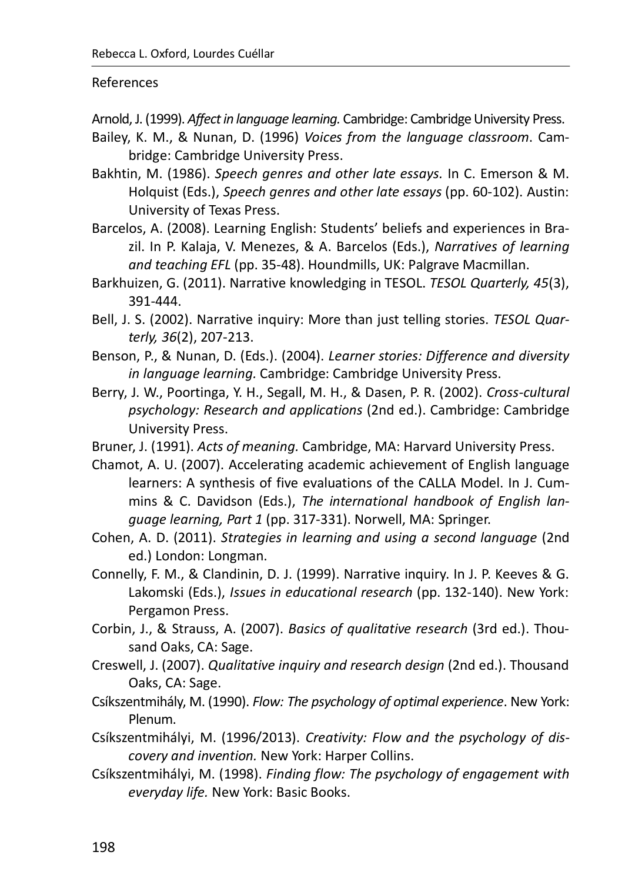## References

Arnold, J. (1999). *Affect in language learning.* Cambridge: Cambridge University Press.

Bailey, K. M., & Nunan, D. (1996) *Voices from the language classroom*. Cambridge: Cambridge University Press.

Bakhtin, M. (1986). *Speech genres and other late essays.* In C. Emerson & M. Holquist (Eds.), *Speech genres and other late essays* (pp. 60-102). Austin: University of Texas Press.

Barcelos, A. (2008). Learning English: Students' beliefs and experiences in Brazil. In P. Kalaja, V. Menezes, & A. Barcelos (Eds.), *Narratives of learning and teaching EFL* (pp. 35-48). Houndmills, UK: Palgrave Macmillan.

Barkhuizen, G. (2011). Narrative knowledging in TESOL. *TESOL Quarterly, 45*(3), 391-444.

Bell, J. S. (2002). Narrative inquiry: More than just telling stories. *TESOL Quarterly, 36*(2), 207-213.

Benson, P., & Nunan, D. (Eds.). (2004). *Learner stories: Difference and diversity in language learning.* Cambridge: Cambridge University Press.

Berry, J. W., Poortinga, Y. H., Segall, M. H., & Dasen, P. R. (2002). *Cross-cultural psychology: Research and applications* (2nd ed.). Cambridge: Cambridge University Press.

Bruner, J. (1991). *Acts of meaning.* Cambridge, MA: Harvard University Press.

Chamot, A. U. (2007). Accelerating academic achievement of English language learners: A synthesis of five evaluations of the CALLA Model. In J. Cummins & C. Davidson (Eds.), *The international handbook of English language learning, Part 1* (pp. 317-331). Norwell, MA: Springer.

Cohen, A. D. (2011). *Strategies in learning and using a second language* (2nd ed.) London: Longman.

Connelly, F. M., & Clandinin, D. J. (1999). Narrative inquiry. In J. P. Keeves & G. Lakomski (Eds.), *Issues in educational research* (pp. 132-140). New York: Pergamon Press.

Corbin, J., & Strauss, A. (2007). *Basics of qualitative research* (3rd ed.). Thousand Oaks, CA: Sage.

Creswell, J. (2007). *Qualitative inquiry and research design* (2nd ed.). Thousand Oaks, CA: Sage.

Csíkszentmihály, M. (1990). *Flow: The psychology of optimal experience*. New York: Plenum.

Csíkszentmihályi, M. (1996/2013). *Creativity: Flow and the psychology of discovery and invention.* New York: Harper Collins.

Csíkszentmihályi, M. (1998). *Finding flow: The psychology of engagement with everyday life.* New York: Basic Books.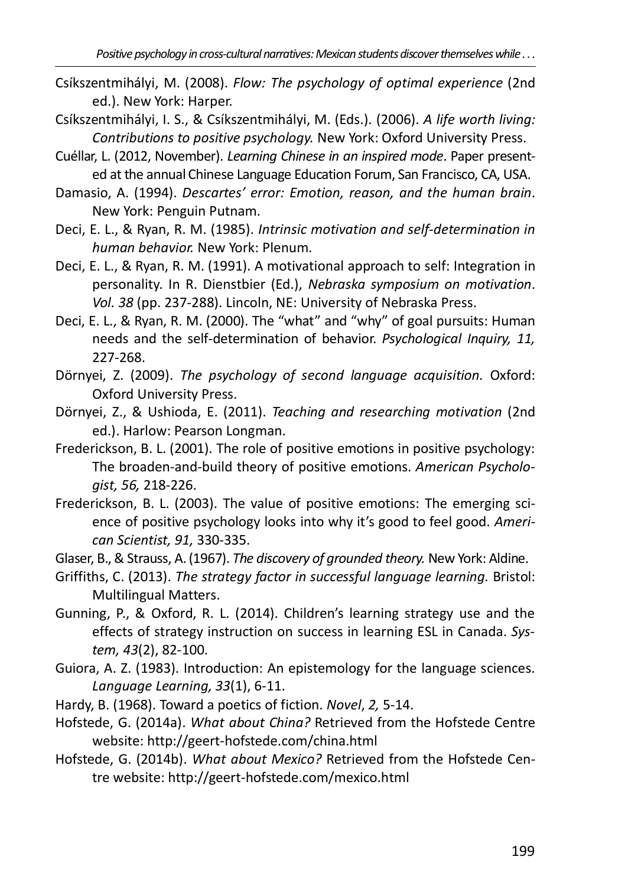Csíkszentmihályi, M. (2008). *Flow: The psychology of optimal experience* (2nd ed.). New York: Harper.

Csíkszentmihályi, I. S., & Csíkszentmihályi, M. (Eds.). (2006). *A life worth living: Contributions to positive psychology.* New York: Oxford University Press.

Cuéllar, L. (2012, November). *Learning Chinese in an inspired mode*. Paper presented at the annual Chinese Language Education Forum, San Francisco, CA, USA.

Damasio, A. (1994). *Descartes' error: Emotion, reason, and the human brain*. New York: Penguin Putnam.

Deci, E. L., & Ryan, R. M. (1985). *Intrinsic motivation and self-determination in human behavior.* New York: Plenum.

Deci, E. L., & Ryan, R. M. (1991). A motivational approach to self: Integration in personality. In R. Dienstbier (Ed.), *Nebraska symposium on motivation*. *Vol. 38* (pp. 237-288). Lincoln, NE: University of Nebraska Press.

Deci, E. L., & Ryan, R. M. (2000). The "what" and "why" of goal pursuits: Human needs and the self-determination of behavior. *Psychological Inquiry, 11,* 227-268.

Dörnyei, Z. (2009). *The psychology of second language acquisition.* Oxford: Oxford University Press.

Dörnyei, Z., & Ushioda, E. (2011). *Teaching and researching motivation* (2nd ed.). Harlow: Pearson Longman.

Frederickson, B. L. (2001). The role of positive emotions in positive psychology: The broaden-and-build theory of positive emotions. *American Psychologist, 56,* 218-226.

Frederickson, B. L. (2003). The value of positive emotions: The emerging science of positive psychology looks into why it's good to feel good. *American Scientist, 91,* 330-335.

Glaser, B., & Strauss, A. (1967). *The discovery of grounded theory.* New York: Aldine.

Griffiths, C. (2013). *The strategy factor in successful language learning.* Bristol: Multilingual Matters.

Gunning, P., & Oxford, R. L. (2014). Children's learning strategy use and the effects of strategy instruction on success in learning ESL in Canada. *System, 43*(2), 82-100.

Guiora, A. Z. (1983). Introduction: An epistemology for the language sciences. *Language Learning, 33*(1), 6-11.

Hardy, B. (1968). Toward a poetics of fiction. *Novel*, *2,* 5-14.

Hofstede, G. (2014a). *What about China?* Retrieved from the Hofstede Centre website: http://geert-hofstede.com/china.html

Hofstede, G. (2014b). *What about Mexico?* Retrieved from the Hofstede Centre website: http://geert-hofstede.com/mexico.html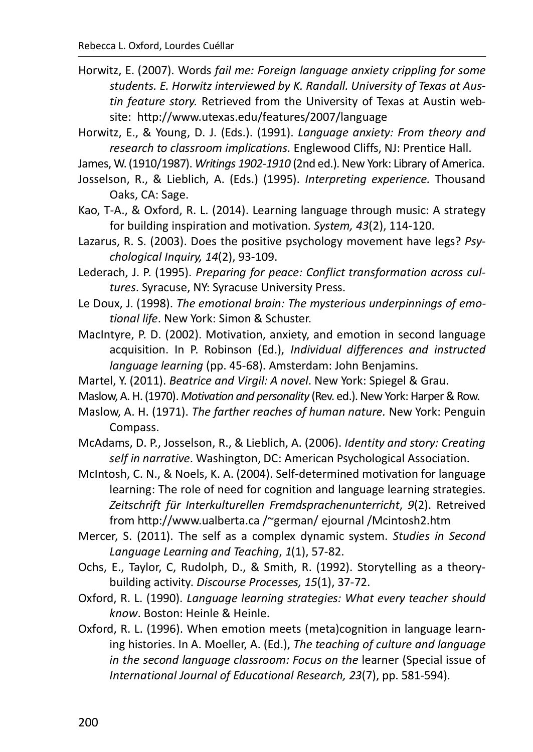Horwitz, E. (2007). Words *fail me: Foreign language anxiety crippling for some students. E. Horwitz interviewed by K. Randall. University of Texas at Austin feature story.* Retrieved from the University of Texas at Austin website: http://www.utexas.edu/features/2007/language

Horwitz, E., & Young, D. J. (Eds.). (1991). *Language anxiety: From theory and research to classroom implications.* Englewood Cliffs, NJ: Prentice Hall.

James, W. (1910/1987). *Writings 1902-1910* (2nd ed.). New York: Library of America.

Josselson, R., & Lieblich, A. (Eds.) (1995). *Interpreting experience.* Thousand Oaks, CA: Sage.

Kao, T-A., & Oxford, R. L. (2014). Learning language through music: A strategy for building inspiration and motivation. *System, 43*(2), 114-120.

Lazarus, R. S. (2003). Does the positive psychology movement have legs? *Psychological Inquiry, 14*(2), 93-109.

Lederach, J. P. (1995). *Preparing for peace: Conflict transformation across cultures*. Syracuse, NY: Syracuse University Press.

Le Doux, J. (1998). *The emotional brain: The mysterious underpinnings of emotional life*. New York: Simon & Schuster.

MacIntyre, P. D. (2002). Motivation, anxiety, and emotion in second language acquisition. In P. Robinson (Ed.), *Individual differences and instructed language learning* (pp. 45-68). Amsterdam: John Benjamins.

Martel, Y. (2011). *Beatrice and Virgil: A novel*. New York: Spiegel & Grau.

Maslow, A. H. (1970). *Motivation and personality* (Rev. ed.). New York: Harper & Row.

Maslow, A. H. (1971). *The farther reaches of human nature.* New York: Penguin Compass.

McAdams, D. P., Josselson, R., & Lieblich, A. (2006). *Identity and story: Creating self in narrative*. Washington, DC: American Psychological Association.

McIntosh, C. N., & Noels, K. A. (2004). Self-determined motivation for language learning: The role of need for cognition and language learning strategies. *Zeitschrift für Interkulturellen Fremdsprachenunterricht*, *9*(2). Retreived from http://www.ualberta.ca /~german/ ejournal /Mcintosh2.htm

Mercer, S. (2011). The self as a complex dynamic system. *Studies in Second Language Learning and Teaching*, *1*(1), 57-82.

Ochs, E., Taylor, C, Rudolph, D., & Smith, R. (1992). Storytelling as a theory-building activity. *Discourse Processes, 15*(1), 37-72.

Oxford, R. L. (1990). *Language learning strategies: What every teacher should know*. Boston: Heinle & Heinle.

Oxford, R. L. (1996). When emotion meets (meta)cognition in language learning histories. In A. Moeller, A. (Ed.), *The teaching of culture and language in the second language classroom: Focus on the* learner (Special issue of *International Journal of Educational Research, 23*(7), pp. 581-594).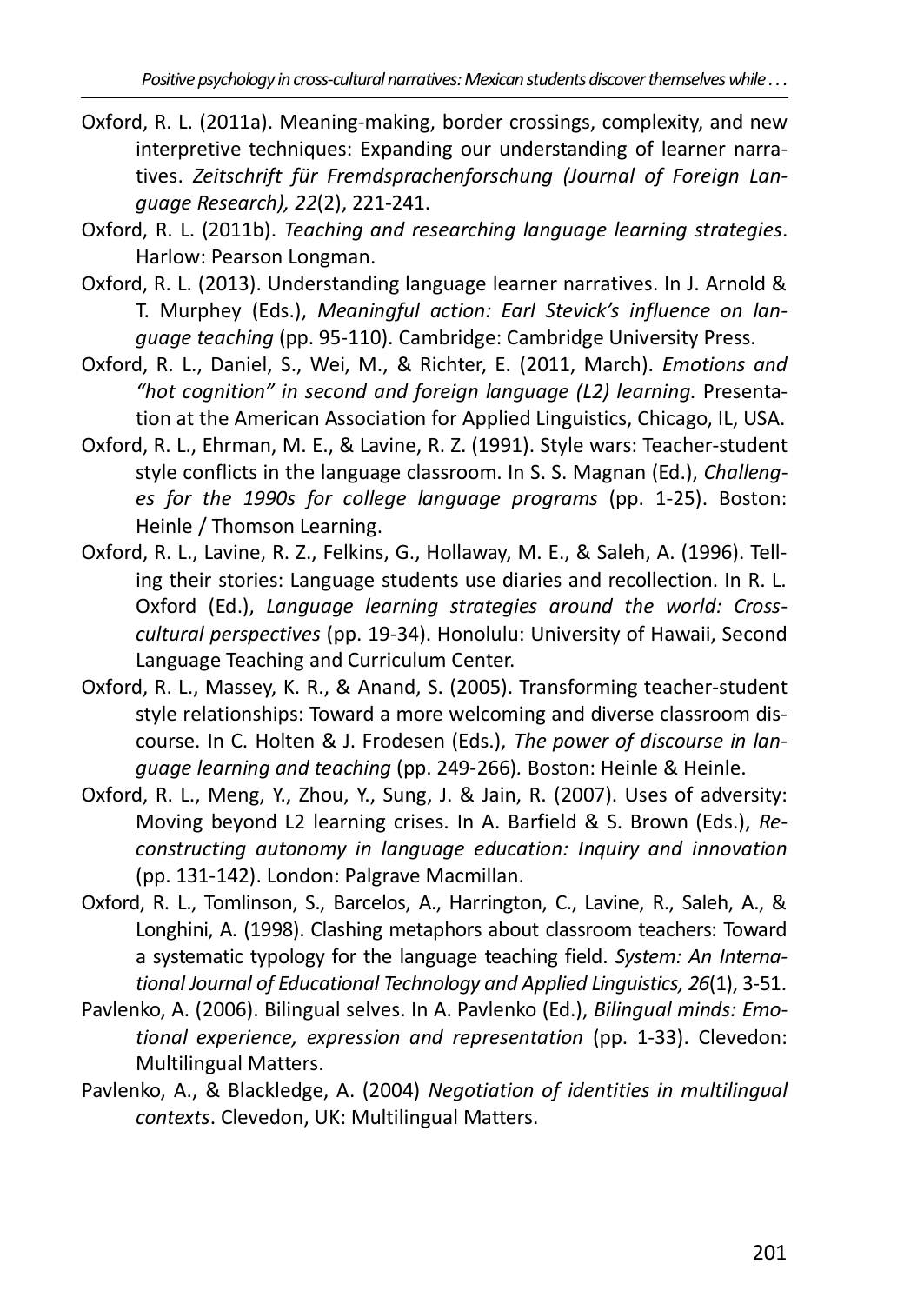Oxford, R. L. (2011a). Meaning-making, border crossings, complexity, and new interpretive techniques: Expanding our understanding of learner narratives. *Zeitschrift für Fremdsprachenforschung (Journal of Foreign Language Research), 22*(2), 221-241.

Oxford, R. L. (2011b). *Teaching and researching language learning strategies*. Harlow: Pearson Longman.

Oxford, R. L. (2013). Understanding language learner narratives. In J. Arnold & T. Murphey (Eds.), *Meaningful action: Earl Stevick's influence on language teaching* (pp. 95-110). Cambridge: Cambridge University Press.

Oxford, R. L., Daniel, S., Wei, M., & Richter, E. (2011, March). *Emotions and "hot cognition" in second and foreign language (L2) learning.* Presentation at the American Association for Applied Linguistics, Chicago, IL, USA.

Oxford, R. L., Ehrman, M. E., & Lavine, R. Z. (1991). Style wars: Teacher-student style conflicts in the language classroom. In S. S. Magnan (Ed.), *Challenges for the 1990s for college language programs* (pp. 1-25). Boston: Heinle / Thomson Learning.

Oxford, R. L., Lavine, R. Z., Felkins, G., Hollaway, M. E., & Saleh, A. (1996). Telling their stories: Language students use diaries and recollection. In R. L. Oxford (Ed.), *Language learning strategies around the world: Cross-cultural perspectives* (pp. 19-34). Honolulu: University of Hawaii, Second Language Teaching and Curriculum Center.

Oxford, R. L., Massey, K. R., & Anand, S. (2005). Transforming teacher-student style relationships: Toward a more welcoming and diverse classroom discourse. In C. Holten & J. Frodesen (Eds.), *The power of discourse in language learning and teaching* (pp. 249-266)*.* Boston: Heinle & Heinle.

Oxford, R. L., Meng, Y., Zhou, Y., Sung, J. & Jain, R. (2007). Uses of adversity: Moving beyond L2 learning crises. In A. Barfield & S. Brown (Eds.), *Reconstructing autonomy in language education: Inquiry and innovation* (pp. 131-142). London: Palgrave Macmillan.

Oxford, R. L., Tomlinson, S., Barcelos, A., Harrington, C., Lavine, R., Saleh, A., & Longhini, A. (1998). Clashing metaphors about classroom teachers: Toward a systematic typology for the language teaching field. *System: An International Journal of Educational Technology and Applied Linguistics, 26*(1), 3-51.

Pavlenko, A. (2006). Bilingual selves. In A. Pavlenko (Ed.), *Bilingual minds: Emotional experience, expression and representation* (pp. 1-33). Clevedon: Multilingual Matters.

Pavlenko, A., & Blackledge, A. (2004) *Negotiation of identities in multilingual contexts*. Clevedon, UK: Multilingual Matters.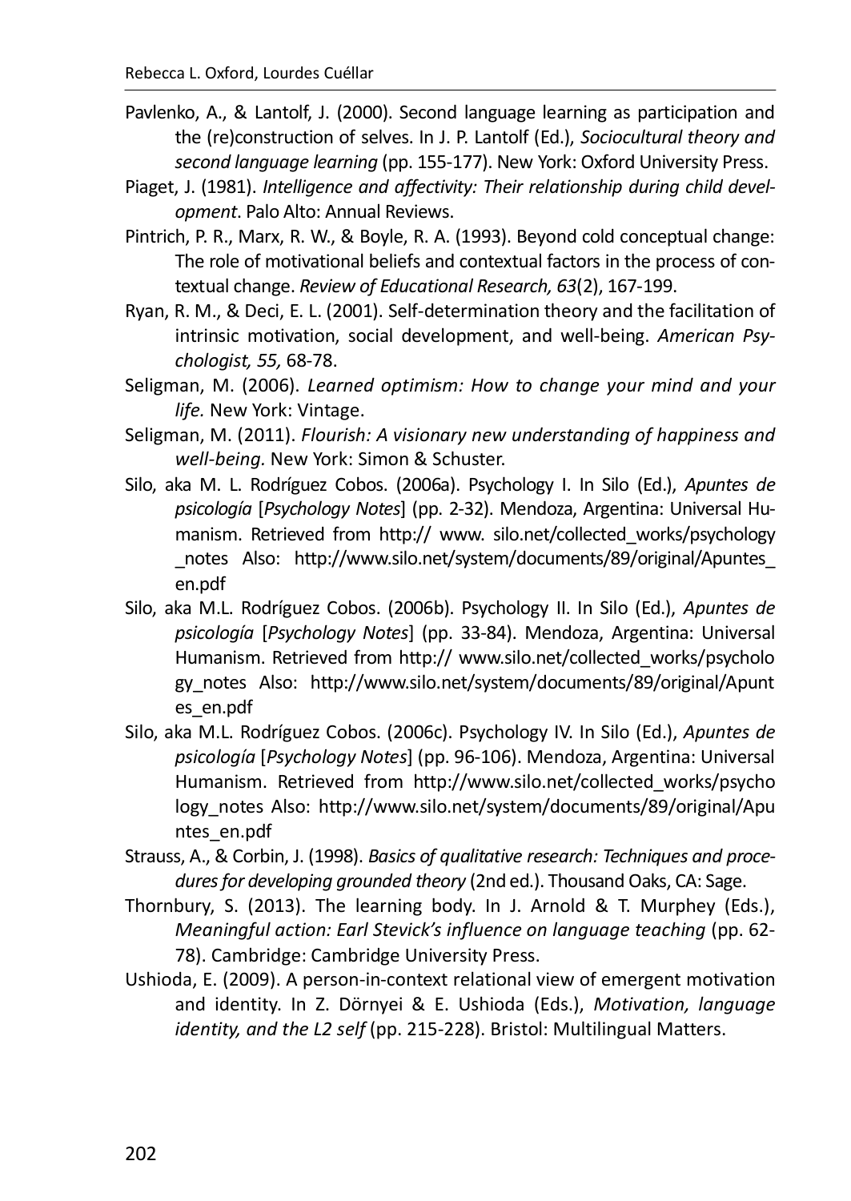Pavlenko, A., & Lantolf, J. (2000). Second language learning as participation and the (re)construction of selves. In J. P. Lantolf (Ed.), *Sociocultural theory and second language learning* (pp. 155-177). New York: Oxford University Press.

Piaget, J. (1981). *Intelligence and affectivity: Their relationship during child development*. Palo Alto: Annual Reviews.

Pintrich, P. R., Marx, R. W., & Boyle, R. A. (1993). Beyond cold conceptual change: The role of motivational beliefs and contextual factors in the process of contextual change. *Review of Educational Research, 63*(2), 167-199.

Ryan, R. M., & Deci, E. L. (2001). Self-determination theory and the facilitation of intrinsic motivation, social development, and well-being. *American Psychologist, 55,* 68-78.

Seligman, M. (2006). *Learned optimism: How to change your mind and your life.* New York: Vintage.

Seligman, M. (2011). *Flourish: A visionary new understanding of happiness and well-being.* New York: Simon & Schuster.

Silo, aka M. L. Rodríguez Cobos. (2006a). Psychology I. In Silo (Ed.), *Apuntes de psicología* [*Psychology Notes*] (pp. 2-32). Mendoza, Argentina: Universal Humanism. Retrieved from http:// www. silo.net/collected_works/psychology_notes Also: http://www.silo.net/system/documents/89/original/Apuntes_en.pdf

Silo, aka M.L. Rodríguez Cobos. (2006b). Psychology II. In Silo (Ed.), *Apuntes de psicología* [*Psychology Notes*] (pp. 33-84). Mendoza, Argentina: Universal Humanism. Retrieved from http:// www.silo.net/collected_works/psychology_notes Also: http://www.silo.net/system/documents/89/original/Apuntes_en.pdf

Silo, aka M.L. Rodríguez Cobos. (2006c). Psychology IV. In Silo (Ed.), *Apuntes de psicología* [*Psychology Notes*] (pp. 96-106). Mendoza, Argentina: Universal Humanism. Retrieved from http://www.silo.net/collected_works/psychology_notes Also: http://www.silo.net/system/documents/89/original/Apuntes_en.pdf

Strauss, A., & Corbin, J. (1998). *Basics of qualitative research: Techniques and procedures for developing grounded theory* (2nd ed.). Thousand Oaks, CA: Sage.

Thornbury, S. (2013). The learning body. In J. Arnold & T. Murphey (Eds.), *Meaningful action: Earl Stevick's influence on language teaching* (pp. 62-78). Cambridge: Cambridge University Press.

Ushioda, E. (2009). A person-in-context relational view of emergent motivation and identity. In Z. Dörnyei & E. Ushioda (Eds.), *Motivation, language identity, and the L2 self* (pp. 215-228). Bristol: Multilingual Matters.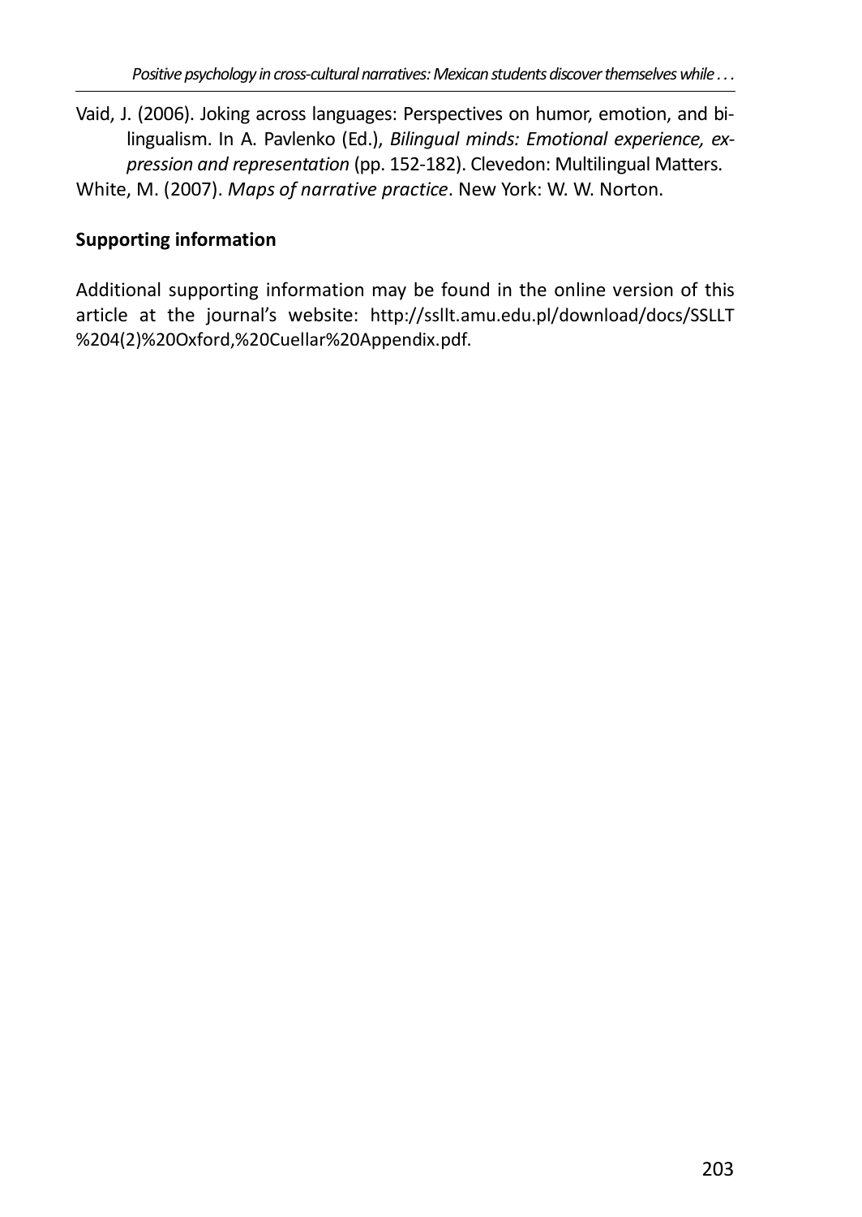Vaid, J. (2006). Joking across languages: Perspectives on humor, emotion, and bilingualism. In A. Pavlenko (Ed.), *Bilingual minds: Emotional experience, expression and representation* (pp. 152-182). Clevedon: Multilingual Matters.

White, M. (2007). *Maps of narrative practice*. New York: W. W. Norton.

**Supporting information**

Additional supporting information may be found in the online version of this article at the journal's website: http://ssllt.amu.edu.pl/download/docs/SSLLT%204(2)%20Oxford,%20Cuellar%20Appendix.pdf.